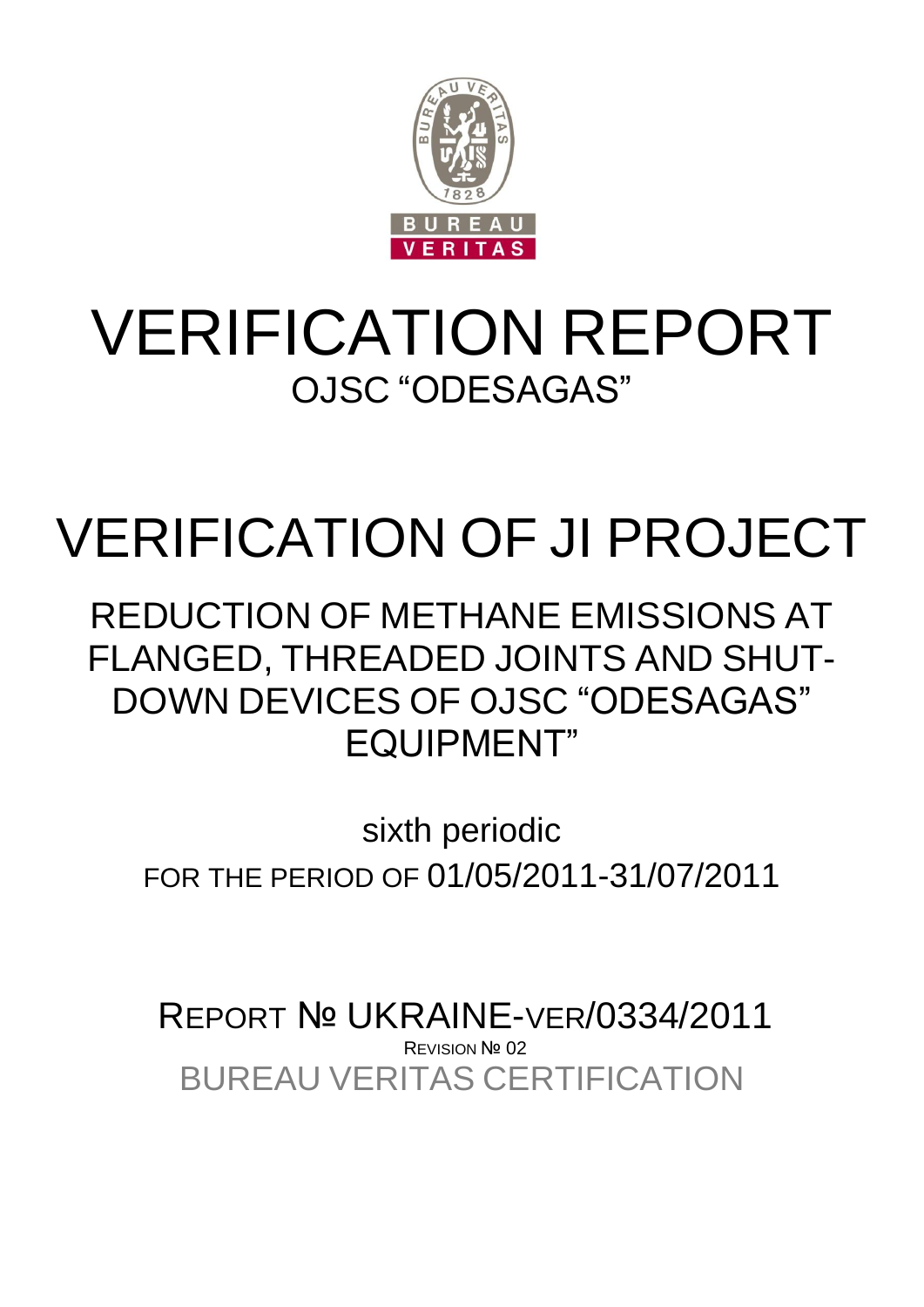BUREAU VERITAS

# VERIFICATION REPORT

OJSC "ODESAGAS"

# VERIFICATION OF JI PROJECT

## REDUCTION OF METHANE EMISSIONS AT FLANGED, THREADED JOINTS AND SHUT-DOWN DEVICES OF OJSC "ODESAGAS" EQUIPMENT"

sixth periodic

FOR THE PERIOD OF 01/05/2011-31/07/2011

REPORT № UKRAINE-VER/0334/2011

REVISION № 02

BUREAU VERITAS CERTIFICATION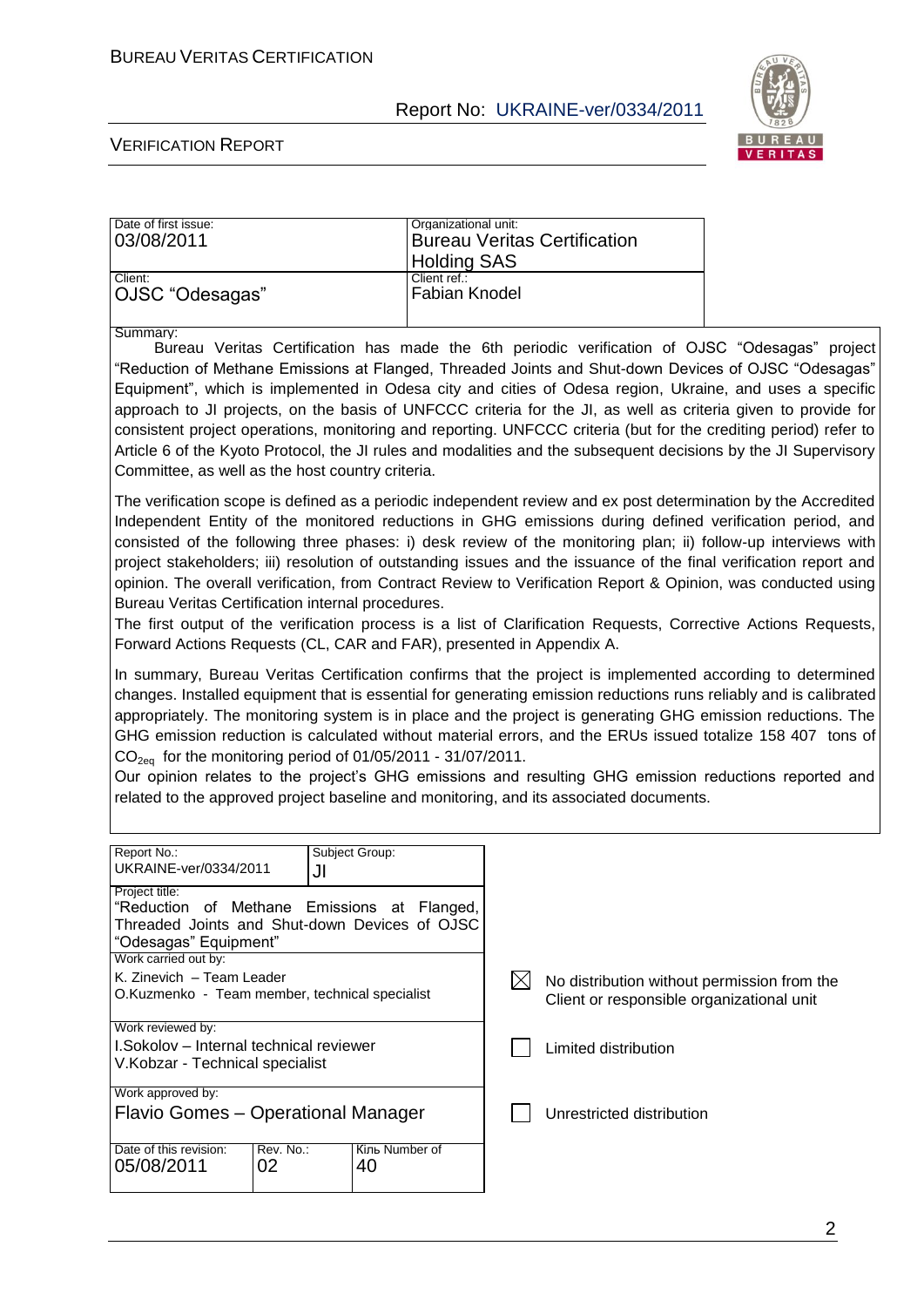| Date of first issue: 03/08/2011 | Organizational unit: Bureau Veritas Certification Holding SAS |
|---|---|
| Client: OJSC "Odesagas" | Client ref.: Fabian Knodel |

Summary:

Bureau Veritas Certification has made the 6th periodic verification of OJSC "Odesagas" project "Reduction of Methane Emissions at Flanged, Threaded Joints and Shut-down Devices of OJSC "Odesagas" Equipment", which is implemented in Odesa city and cities of Odesa region, Ukraine, and uses a specific approach to JI projects, on the basis of UNFCCC criteria for the JI, as well as criteria given to provide for consistent project operations, monitoring and reporting. UNFCCC criteria (but for the crediting period) refer to Article 6 of the Kyoto Protocol, the JI rules and modalities and the subsequent decisions by the JI Supervisory Committee, as well as the host country criteria.

The verification scope is defined as a periodic independent review and ex post determination by the Accredited Independent Entity of the monitored reductions in GHG emissions during defined verification period, and consisted of the following three phases: i) desk review of the monitoring plan; ii) follow-up interviews with project stakeholders; iii) resolution of outstanding issues and the issuance of the final verification report and opinion. The overall verification, from Contract Review to Verification Report & Opinion, was conducted using Bureau Veritas Certification internal procedures.

The first output of the verification process is a list of Clarification Requests, Corrective Actions Requests, Forward Actions Requests (CL, CAR and FAR), presented in Appendix A.

In summary, Bureau Veritas Certification confirms that the project is implemented according to determined changes. Installed equipment that is essential for generating emission reductions runs reliably and is calibrated appropriately. The monitoring system is in place and the project is generating GHG emission reductions. The GHG emission reduction is calculated without material errors, and the ERUs issued totalize 158 407 tons of $CO_{2eq}$ for the monitoring period of 01/05/2011 - 31/07/2011.

Our opinion relates to the project's GHG emissions and resulting GHG emission reductions reported and related to the approved project baseline and monitoring, and its associated documents.

| Report No.: UKRAINE-ver/0334/2011 | Subject Group: JI | |
|---|---|---|
| Project title: "Reduction of Methane Emissions at Flanged, Threaded Joints and Shut-down Devices of OJSC "Odesagas" Equipment" | | |
| Work carried out by: K. Zinevich – Team Leader; O.Kuzmenko - Team member, technical specialist | | |
| Work reviewed by: I.Sokolov – Internal technical reviewer; V.Kobzar - Technical specialist | | |
| Work approved by: Flavio Gomes – Operational Manager | | |
| Date of this revision: 05/08/2011 | Rev. No.: 02 | Кіль Number of 40 |

- [x] No distribution without permission from the Client or responsible organizational unit
- [ ] Limited distribution
- [ ] Unrestricted distribution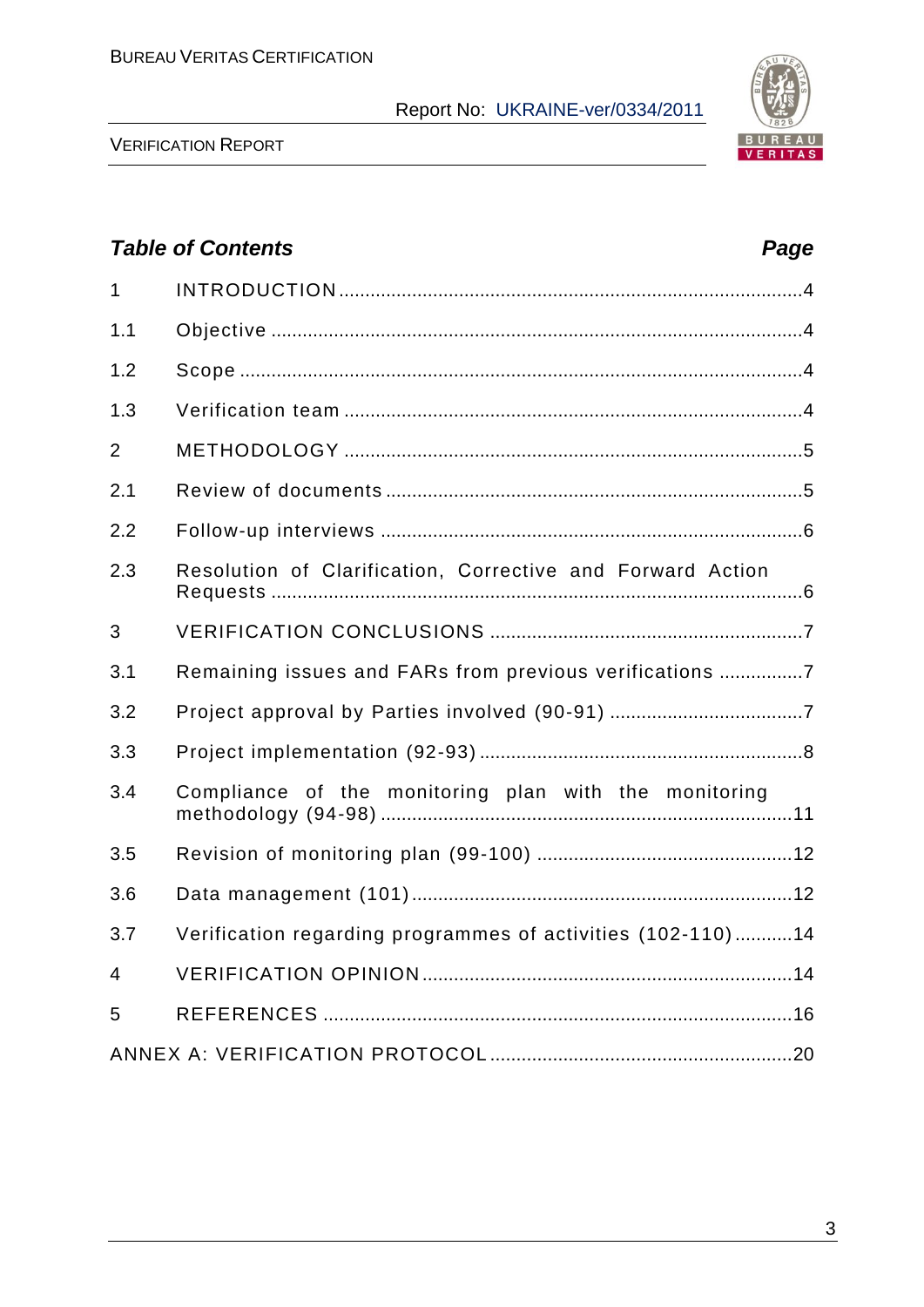## Table of Contents

| | | Page |
|---|---|---|
| 1 | INTRODUCTION | 4 |
| 1.1 | Objective | 4 |
| 1.2 | Scope | 4 |
| 1.3 | Verification team | 4 |
| 2 | METHODOLOGY | 5 |
| 2.1 | Review of documents | 5 |
| 2.2 | Follow-up interviews | 6 |
| 2.3 | Resolution of Clarification, Corrective and Forward Action Requests | 6 |
| 3 | VERIFICATION CONCLUSIONS | 7 |
| 3.1 | Remaining issues and FARs from previous verifications | 7 |
| 3.2 | Project approval by Parties involved (90-91) | 7 |
| 3.3 | Project implementation (92-93) | 8 |
| 3.4 | Compliance of the monitoring plan with the monitoring methodology (94-98) | 11 |
| 3.5 | Revision of monitoring plan (99-100) | 12 |
| 3.6 | Data management (101) | 12 |
| 3.7 | Verification regarding programmes of activities (102-110) | 14 |
| 4 | VERIFICATION OPINION | 14 |
| 5 | REFERENCES | 16 |
| ANNEX A: VERIFICATION PROTOCOL | | 20 |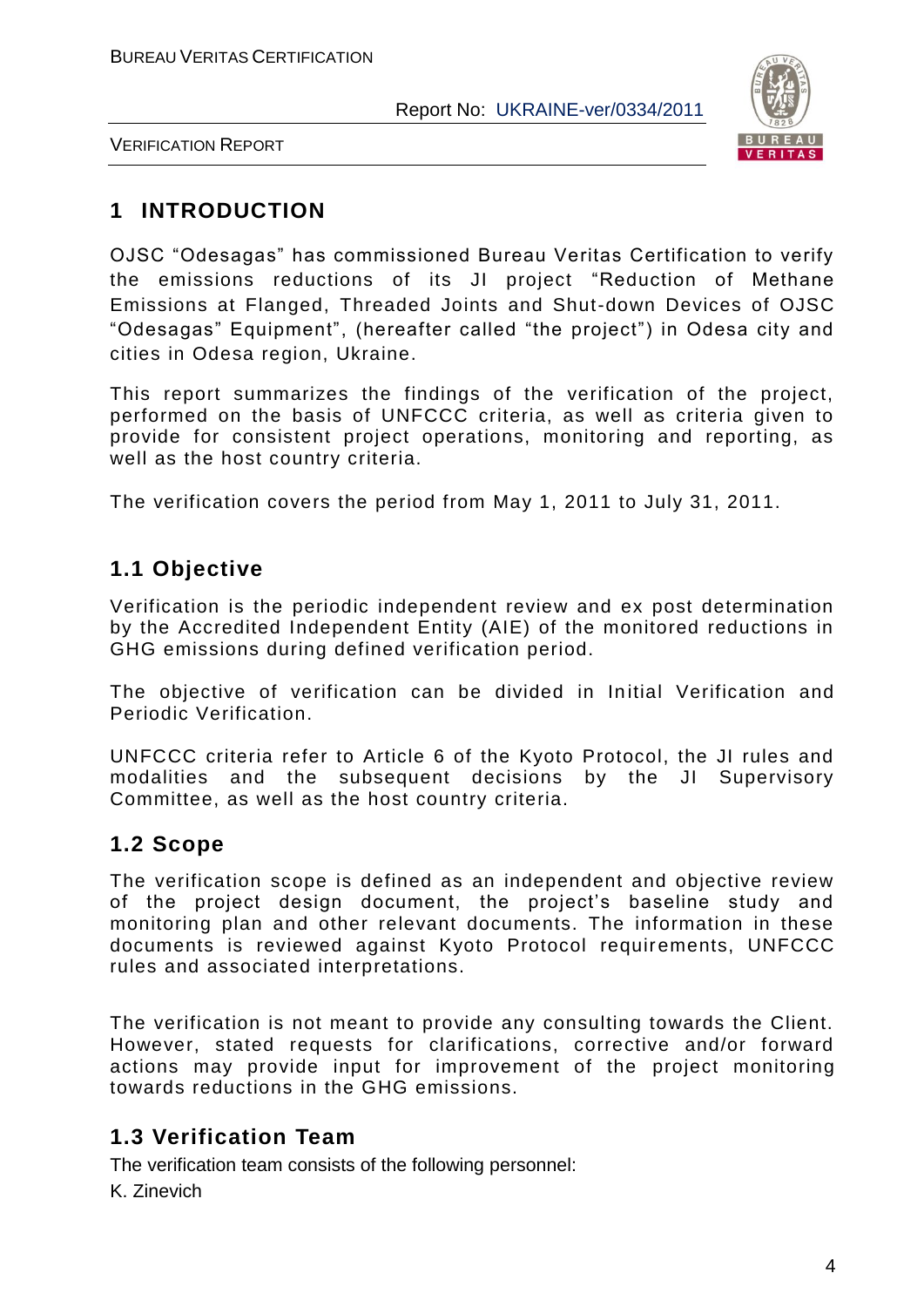# 1 INTRODUCTION

OJSC "Odesagas" has commissioned Bureau Veritas Certification to verify the emissions reductions of its JI project "Reduction of Methane Emissions at Flanged, Threaded Joints and Shut-down Devices of OJSC "Odesagas" Equipment", (hereafter called "the project") in Odesa city and cities in Odesa region, Ukraine.

This report summarizes the findings of the verification of the project, performed on the basis of UNFCCC criteria, as well as criteria given to provide for consistent project operations, monitoring and reporting, as well as the host country criteria.

The verification covers the period from May 1, 2011 to July 31, 2011.

## 1.1 Objective

Verification is the periodic independent review and ex post determination by the Accredited Independent Entity (AIE) of the monitored reductions in GHG emissions during defined verification period.

The objective of verification can be divided in Initial Verification and Periodic Verification.

UNFCCC criteria refer to Article 6 of the Kyoto Protocol, the JI rules and modalities and the subsequent decisions by the JI Supervisory Committee, as well as the host country criteria.

## 1.2 Scope

The verification scope is defined as an independent and objective review of the project design document, the project's baseline study and monitoring plan and other relevant documents. The information in these documents is reviewed against Kyoto Protocol requirements, UNFCCC rules and associated interpretations.

The verification is not meant to provide any consulting towards the Client. However, stated requests for clarifications, corrective and/or forward actions may provide input for improvement of the project monitoring towards reductions in the GHG emissions.

## 1.3 Verification Team

The verification team consists of the following personnel:

K. Zinevich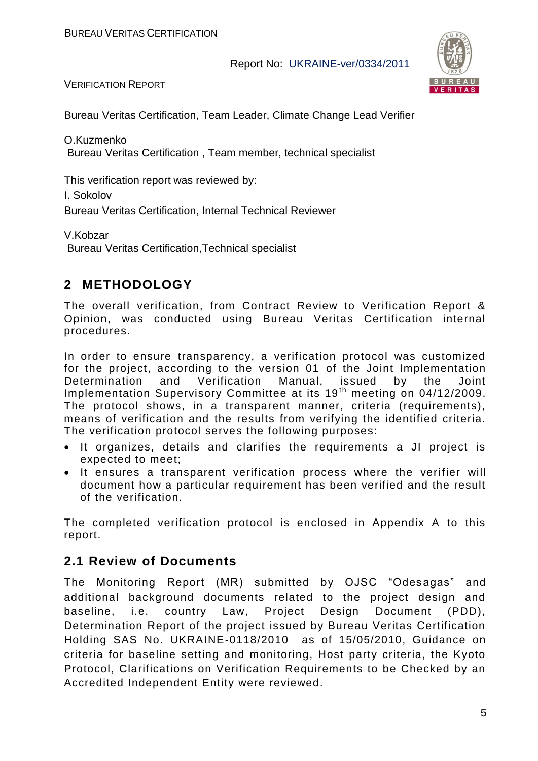Bureau Veritas Certification, Team Leader, Climate Change Lead Verifier

O.Kuzmenko
Bureau Veritas Certification , Team member, technical specialist

This verification report was reviewed by:

I. Sokolov
Bureau Veritas Certification, Internal Technical Reviewer

V.Kobzar
Bureau Veritas Certification,Technical specialist

## 2 METHODOLOGY

The overall verification, from Contract Review to Verification Report & Opinion, was conducted using Bureau Veritas Certification internal procedures.

In order to ensure transparency, a verification protocol was customized for the project, according to the version 01 of the Joint Implementation Determination and Verification Manual, issued by the Joint Implementation Supervisory Committee at its 19th meeting on 04/12/2009. The protocol shows, in a transparent manner, criteria (requirements), means of verification and the results from verifying the identified criteria. The verification protocol serves the following purposes:

- It organizes, details and clarifies the requirements a JI project is expected to meet;
- It ensures a transparent verification process where the verifier will document how a particular requirement has been verified and the result of the verification.

The completed verification protocol is enclosed in Appendix A to this report.

### 2.1 Review of Documents

The Monitoring Report (MR) submitted by OJSC "Odesagas" and additional background documents related to the project design and baseline, i.e. country Law, Project Design Document (PDD), Determination Report of the project issued by Bureau Veritas Certification Holding SAS No. UKRAINE-0118/2010 as of 15/05/2010, Guidance on criteria for baseline setting and monitoring, Host party criteria, the Kyoto Protocol, Clarifications on Verification Requirements to be Checked by an Accredited Independent Entity were reviewed.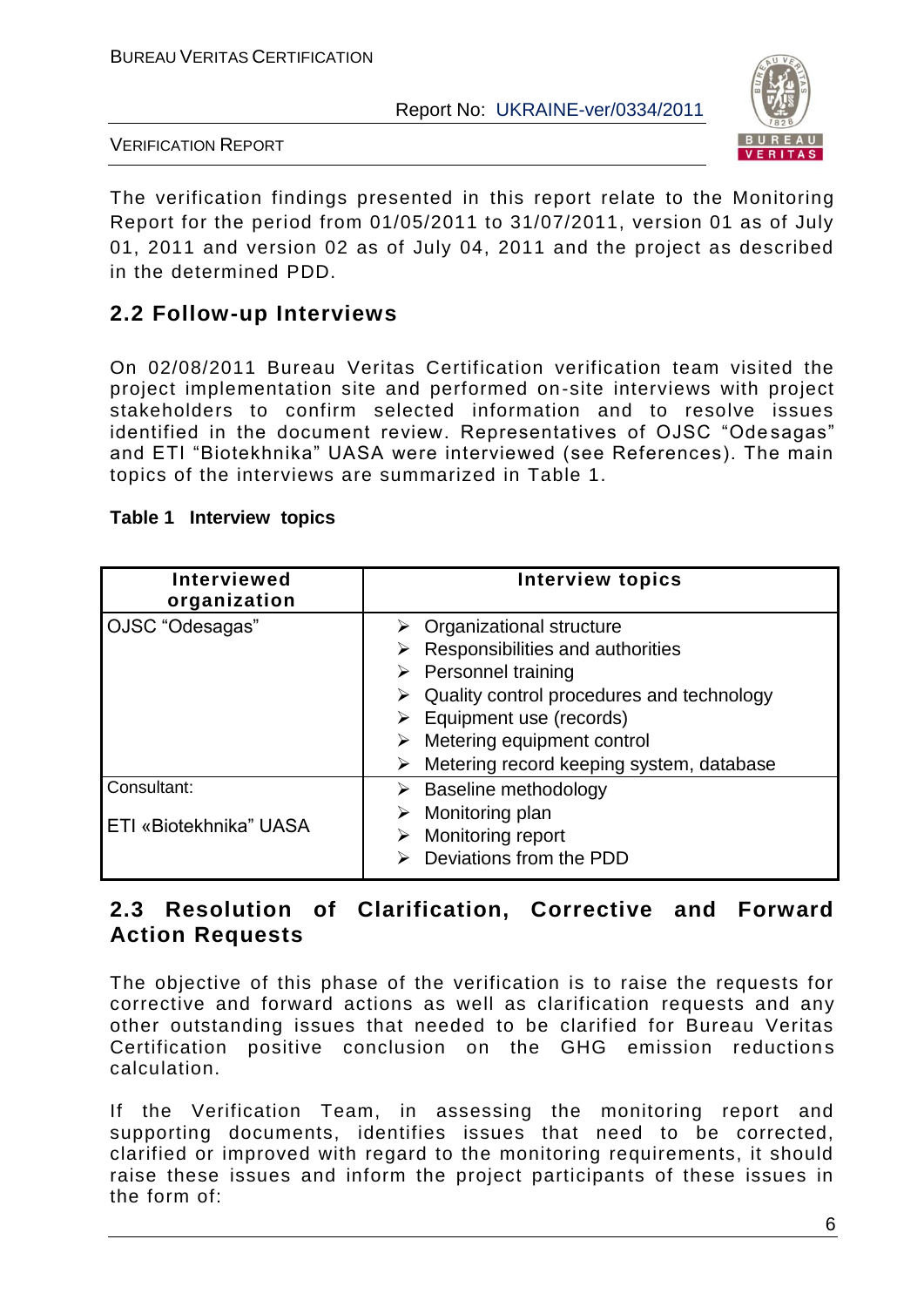The verification findings presented in this report relate to the Monitoring Report for the period from 01/05/2011 to 31/07/2011, version 01 as of July 01, 2011 and version 02 as of July 04, 2011 and the project as described in the determined PDD.

## 2.2 Follow-up Interviews

On 02/08/2011 Bureau Veritas Certification verification team visited the project implementation site and performed on-site interviews with project stakeholders to confirm selected information and to resolve issues identified in the document review. Representatives of OJSC "Odesagas" and ETI "Biotekhnika" UASA were interviewed (see References). The main topics of the interviews are summarized in Table 1.

**Table 1 Interview topics**

| Interviewed organization | Interview topics |
|---|---|
| OJSC "Odesagas" | ➢ Organizational structure<br>➢ Responsibilities and authorities<br>➢ Personnel training<br>➢ Quality control procedures and technology<br>➢ Equipment use (records)<br>➢ Metering equipment control<br>➢ Metering record keeping system, database |
| Consultant:<br>ETI «Biotekhnika" UASA | ➢ Baseline methodology<br>➢ Monitoring plan<br>➢ Monitoring report<br>➢ Deviations from the PDD |

## 2.3 Resolution of Clarification, Corrective and Forward Action Requests

The objective of this phase of the verification is to raise the requests for corrective and forward actions as well as clarification requests and any other outstanding issues that needed to be clarified for Bureau Veritas Certification positive conclusion on the GHG emission reductions calculation.

If the Verification Team, in assessing the monitoring report and supporting documents, identifies issues that need to be corrected, clarified or improved with regard to the monitoring requirements, it should raise these issues and inform the project participants of these issues in the form of: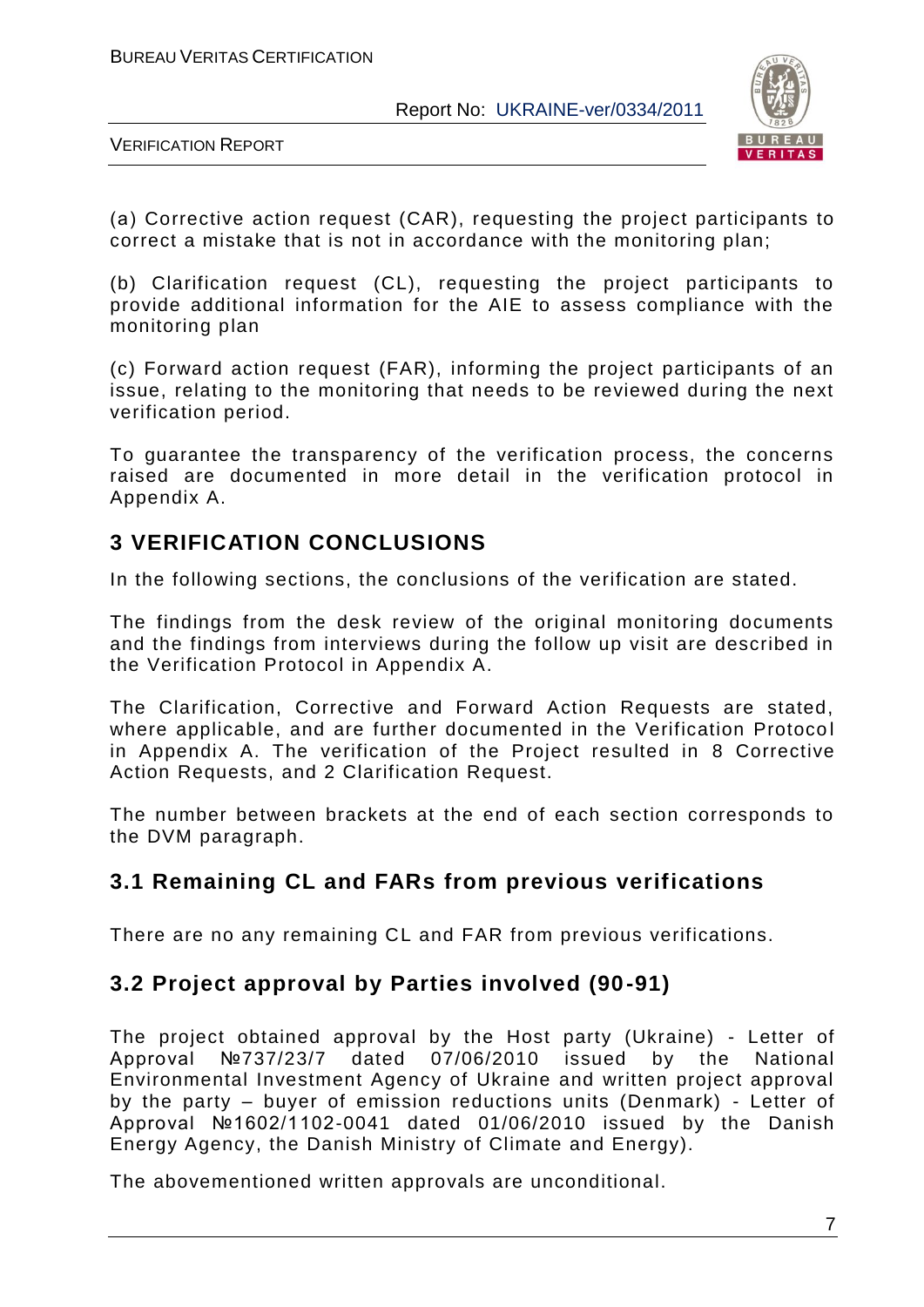(a) Corrective action request (CAR), requesting the project participants to correct a mistake that is not in accordance with the monitoring plan;

(b) Clarification request (CL), requesting the project participants to provide additional information for the AIE to assess compliance with the monitoring plan

(c) Forward action request (FAR), informing the project participants of an issue, relating to the monitoring that needs to be reviewed during the next verification period.

To guarantee the transparency of the verification process, the concerns raised are documented in more detail in the verification protocol in Appendix A.

# 3 VERIFICATION CONCLUSIONS

In the following sections, the conclusions of the verification are stated.

The findings from the desk review of the original monitoring documents and the findings from interviews during the follow up visit are described in the Verification Protocol in Appendix A.

The Clarification, Corrective and Forward Action Requests are stated, where applicable, and are further documented in the Verification Protocol in Appendix A. The verification of the Project resulted in 8 Corrective Action Requests, and 2 Clarification Request.

The number between brackets at the end of each section corresponds to the DVM paragraph.

## 3.1 Remaining CL and FARs from previous verifications

There are no any remaining CL and FAR from previous verifications.

## 3.2 Project approval by Parties involved (90-91)

The project obtained approval by the Host party (Ukraine) - Letter of Approval №737/23/7 dated 07/06/2010 issued by the National Environmental Investment Agency of Ukraine and written project approval by the party – buyer of emission reductions units (Denmark) - Letter of Approval №1602/1102-0041 dated 01/06/2010 issued by the Danish Energy Agency, the Danish Ministry of Climate and Energy).

The abovementioned written approvals are unconditional.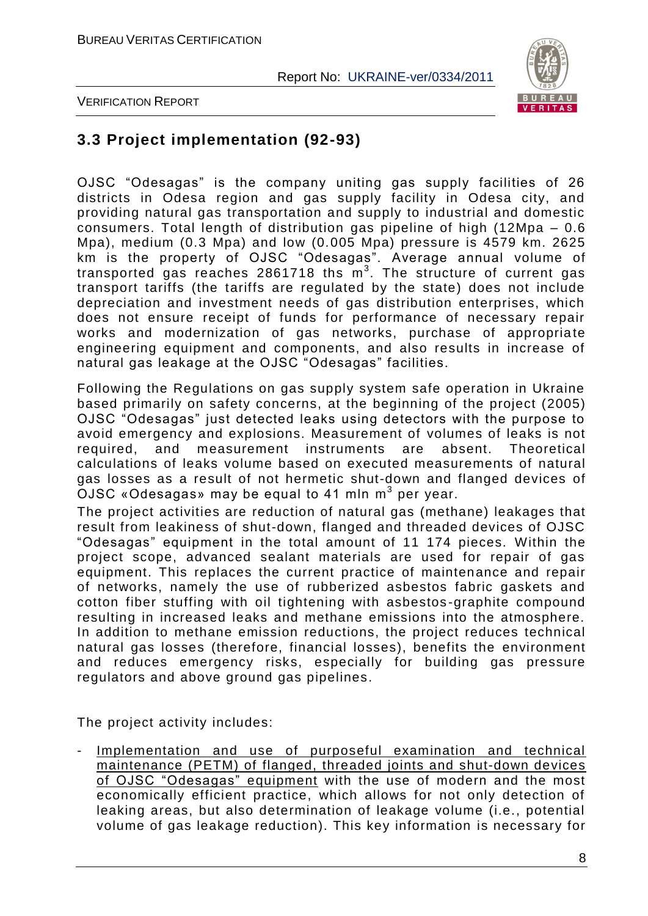## 3.3 Project implementation (92-93)

OJSC "Odesagas" is the company uniting gas supply facilities of 26 districts in Odesa region and gas supply facility in Odesa city, and providing natural gas transportation and supply to industrial and domestic consumers. Total length of distribution gas pipeline of high (12Mpa – 0.6 Mpa), medium (0.3 Mpa) and low (0.005 Mpa) pressure is 4579 km. 2625 km is the property of OJSC "Odesagas". Average annual volume of transported gas reaches 2861718 ths $m^3$. The structure of current gas transport tariffs (the tariffs are regulated by the state) does not include depreciation and investment needs of gas distribution enterprises, which does not ensure receipt of funds for performance of necessary repair works and modernization of gas networks, purchase of appropriate engineering equipment and components, and also results in increase of natural gas leakage at the OJSC "Odesagas" facilities.

Following the Regulations on gas supply system safe operation in Ukraine based primarily on safety concerns, at the beginning of the project (2005) OJSC "Odesagas" just detected leaks using detectors with the purpose to avoid emergency and explosions. Measurement of volumes of leaks is not required, and measurement instruments are absent. Theoretical calculations of leaks volume based on executed measurements of natural gas losses as a result of not hermetic shut-down and flanged devices of OJSC «Odesagas» may be equal to 41 mln $m^3$ per year.

The project activities are reduction of natural gas (methane) leakages that result from leakiness of shut-down, flanged and threaded devices of OJSC "Odesagas" equipment in the total amount of 11 174 pieces. Within the project scope, advanced sealant materials are used for repair of gas equipment. This replaces the current practice of maintenance and repair of networks, namely the use of rubberized asbestos fabric gaskets and cotton fiber stuffing with oil tightening with asbestos-graphite compound resulting in increased leaks and methane emissions into the atmosphere. In addition to methane emission reductions, the project reduces technical natural gas losses (therefore, financial losses), benefits the environment and reduces emergency risks, especially for building gas pressure regulators and above ground gas pipelines.

The project activity includes:

- Implementation and use of purposeful examination and technical maintenance (PETM) of flanged, threaded joints and shut-down devices of OJSC "Odesagas" equipment with the use of modern and the most economically efficient practice, which allows for not only detection of leaking areas, but also determination of leakage volume (i.e., potential volume of gas leakage reduction). This key information is necessary for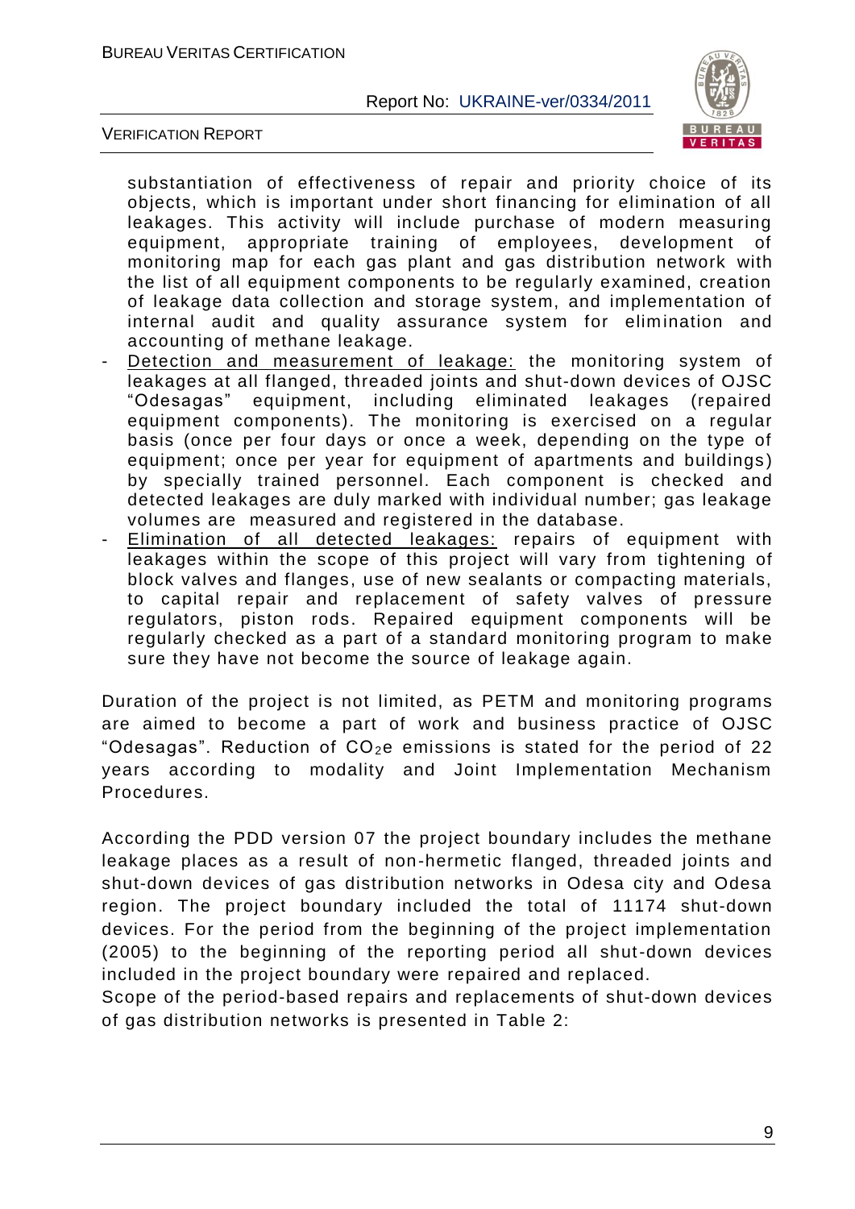substantiation of effectiveness of repair and priority choice of its objects, which is important under short financing for elimination of all leakages. This activity will include purchase of modern measuring equipment, appropriate training of employees, development of monitoring map for each gas plant and gas distribution network with the list of all equipment components to be regularly examined, creation of leakage data collection and storage system, and implementation of internal audit and quality assurance system for elimination and accounting of methane leakage.

- Detection and measurement of leakage: the monitoring system of leakages at all flanged, threaded joints and shut-down devices of OJSC "Odesagas" equipment, including eliminated leakages (repaired equipment components). The monitoring is exercised on a regular basis (once per four days or once a week, depending on the type of equipment; once per year for equipment of apartments and buildings) by specially trained personnel. Each component is checked and detected leakages are duly marked with individual number; gas leakage volumes are measured and registered in the database.
- Elimination of all detected leakages: repairs of equipment with leakages within the scope of this project will vary from tightening of block valves and flanges, use of new sealants or compacting materials, to capital repair and replacement of safety valves of pressure regulators, piston rods. Repaired equipment components will be regularly checked as a part of a standard monitoring program to make sure they have not become the source of leakage again.

Duration of the project is not limited, as PETM and monitoring programs are aimed to become a part of work and business practice of OJSC "Odesagas". Reduction of $CO_2$e emissions is stated for the period of 22 years according to modality and Joint Implementation Mechanism Procedures.

According the PDD version 07 the project boundary includes the methane leakage places as a result of non-hermetic flanged, threaded joints and shut-down devices of gas distribution networks in Odesa city and Odesa region. The project boundary included the total of 11174 shut-down devices. For the period from the beginning of the project implementation (2005) to the beginning of the reporting period all shut-down devices included in the project boundary were repaired and replaced.
Scope of the period-based repairs and replacements of shut-down devices of gas distribution networks is presented in Table 2: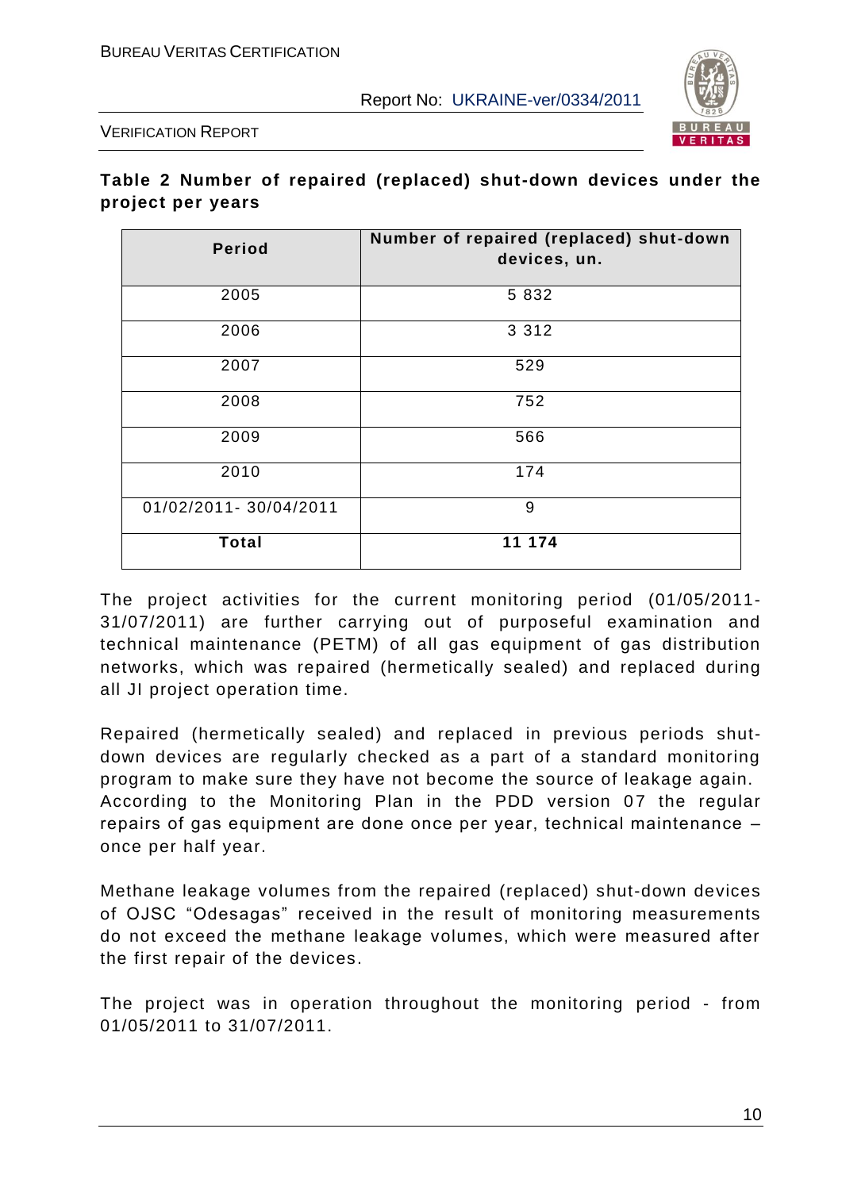**Table 2 Number of repaired (replaced) shut-down devices under the project per years**

| Period | Number of repaired (replaced) shut-down devices, un. |
|---|---|
| 2005 | 5 832 |
| 2006 | 3 312 |
| 2007 | 529 |
| 2008 | 752 |
| 2009 | 566 |
| 2010 | 174 |
| 01/02/2011- 30/04/2011 | 9 |
| **Total** | **11 174** |

The project activities for the current monitoring period (01/05/2011-31/07/2011) are further carrying out of purposeful examination and technical maintenance (PETM) of all gas equipment of gas distribution networks, which was repaired (hermetically sealed) and replaced during all JI project operation time.

Repaired (hermetically sealed) and replaced in previous periods shut-down devices are regularly checked as a part of a standard monitoring program to make sure they have not become the source of leakage again. According to the Monitoring Plan in the PDD version 07 the regular repairs of gas equipment are done once per year, technical maintenance – once per half year.

Methane leakage volumes from the repaired (replaced) shut-down devices of OJSC "Odesagas" received in the result of monitoring measurements do not exceed the methane leakage volumes, which were measured after the first repair of the devices.

The project was in operation throughout the monitoring period - from 01/05/2011 to 31/07/2011.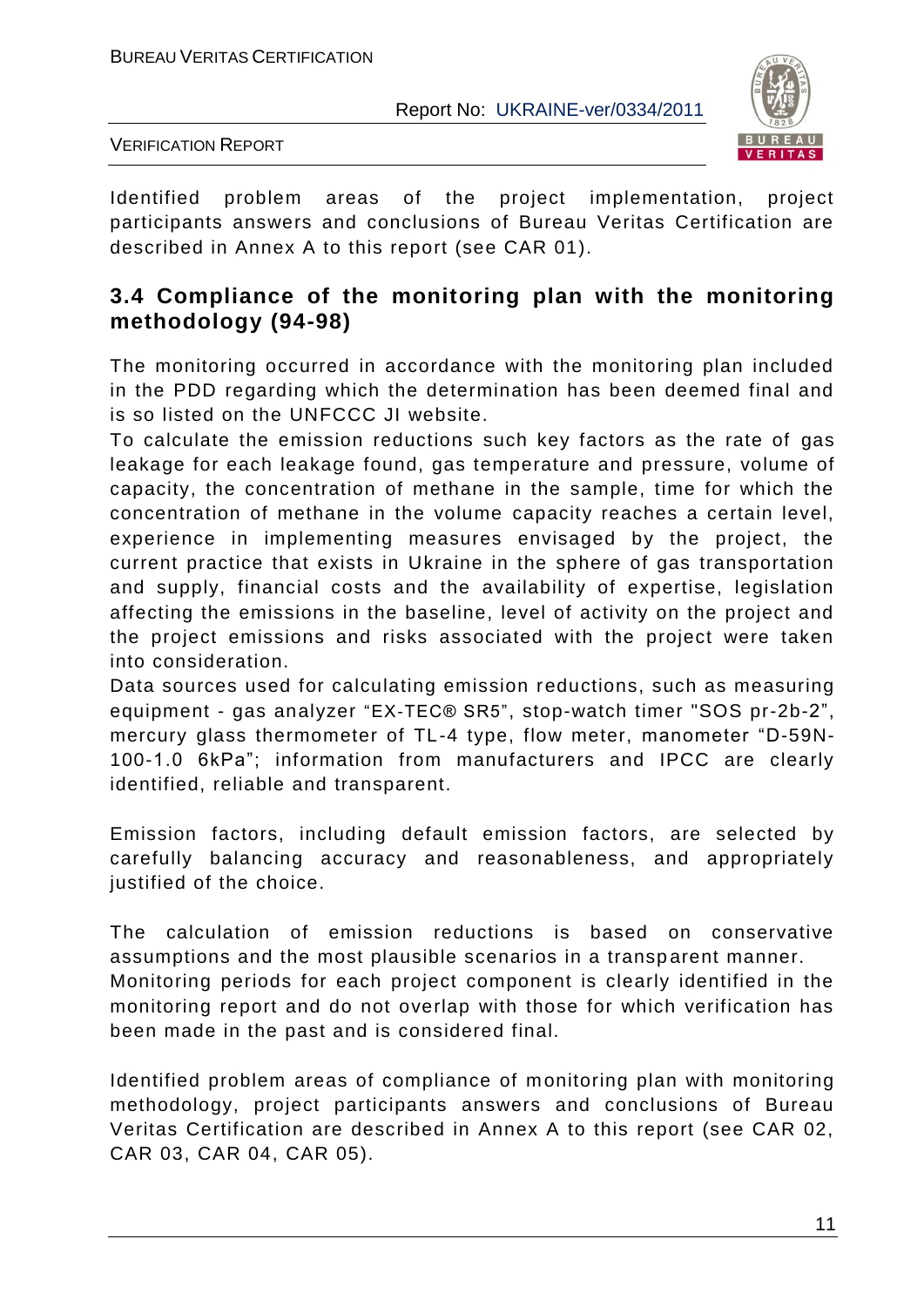Identified problem areas of the project implementation, project participants answers and conclusions of Bureau Veritas Certification are described in Annex A to this report (see CAR 01).

### 3.4 Compliance of the monitoring plan with the monitoring methodology (94-98)

The monitoring occurred in accordance with the monitoring plan included in the PDD regarding which the determination has been deemed final and is so listed on the UNFCCC JI website.

To calculate the emission reductions such key factors as the rate of gas leakage for each leakage found, gas temperature and pressure, volume of capacity, the concentration of methane in the sample, time for which the concentration of methane in the volume capacity reaches a certain level, experience in implementing measures envisaged by the project, the current practice that exists in Ukraine in the sphere of gas transportation and supply, financial costs and the availability of expertise, legislation affecting the emissions in the baseline, level of activity on the project and the project emissions and risks associated with the project were taken into consideration.

Data sources used for calculating emission reductions, such as measuring equipment - gas analyzer "EX-TEC® SR5", stop-watch timer "SOS pr-2b-2", mercury glass thermometer of TL-4 type, flow meter, manometer "D-59N-100-1.0 6kPa"; information from manufacturers and IPCC are clearly identified, reliable and transparent.

Emission factors, including default emission factors, are selected by carefully balancing accuracy and reasonableness, and appropriately justified of the choice.

The calculation of emission reductions is based on conservative assumptions and the most plausible scenarios in a transparent manner.

Monitoring periods for each project component is clearly identified in the monitoring report and do not overlap with those for which verification has been made in the past and is considered final.

Identified problem areas of compliance of monitoring plan with monitoring methodology, project participants answers and conclusions of Bureau Veritas Certification are described in Annex A to this report (see CAR 02, CAR 03, CAR 04, CAR 05).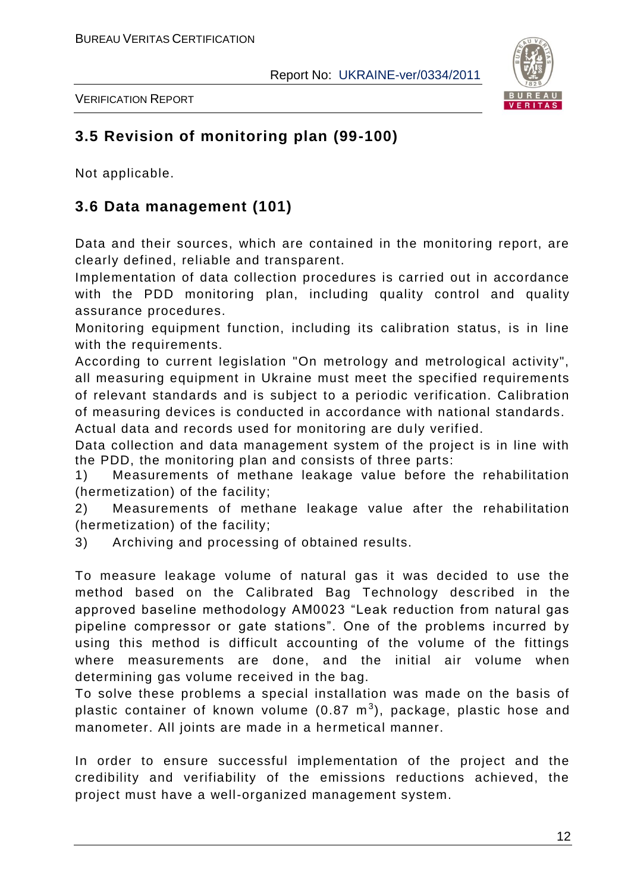## 3.5 Revision of monitoring plan (99-100)

Not applicable.

## 3.6 Data management (101)

Data and their sources, which are contained in the monitoring report, are clearly defined, reliable and transparent.

Implementation of data collection procedures is carried out in accordance with the PDD monitoring plan, including quality control and quality assurance procedures.

Monitoring equipment function, including its calibration status, is in line with the requirements.

According to current legislation "On metrology and metrological activity", all measuring equipment in Ukraine must meet the specified requirements of relevant standards and is subject to a periodic verification. Calibration of measuring devices is conducted in accordance with national standards.

Actual data and records used for monitoring are duly verified.

Data collection and data management system of the project is in line with the PDD, the monitoring plan and consists of three parts:

1) Measurements of methane leakage value before the rehabilitation (hermetization) of the facility;
2) Measurements of methane leakage value after the rehabilitation (hermetization) of the facility;
3) Archiving and processing of obtained results.

To measure leakage volume of natural gas it was decided to use the method based on the Calibrated Bag Technology described in the approved baseline methodology AM0023 "Leak reduction from natural gas pipeline compressor or gate stations". One of the problems incurred by using this method is difficult accounting of the volume of the fittings where measurements are done, and the initial air volume when determining gas volume received in the bag.

To solve these problems a special installation was made on the basis of plastic container of known volume (0.87 $m^3$), package, plastic hose and manometer. All joints are made in a hermetical manner.

In order to ensure successful implementation of the project and the credibility and verifiability of the emissions reductions achieved, the project must have a well-organized management system.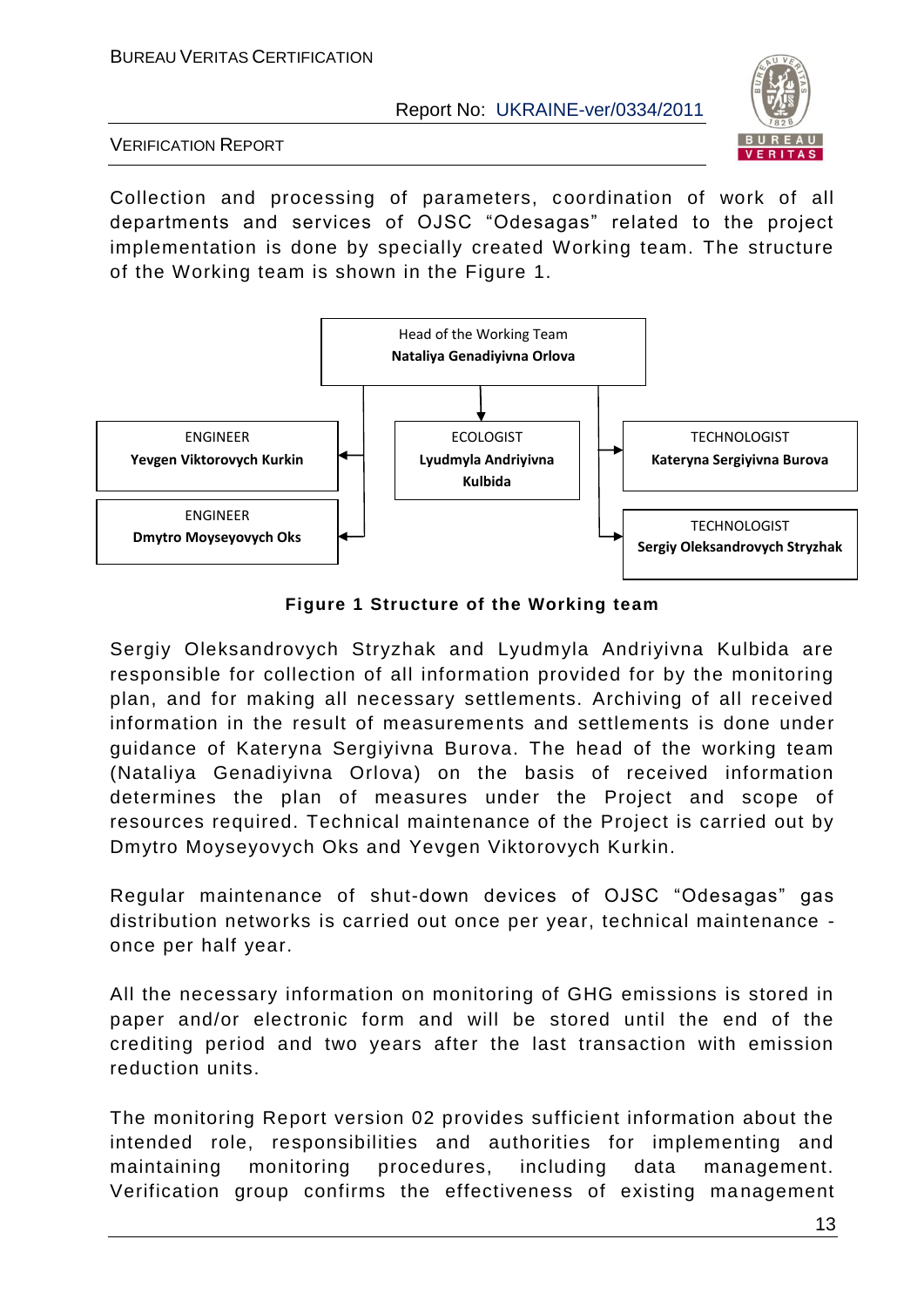Collection and processing of parameters, coordination of work of all departments and services of OJSC "Odesagas" related to the project implementation is done by specially created Working team. The structure of the Working team is shown in the Figure 1.

Head of the Working Team
**Nataliya Genadiyivna Orlova**

- ENGINEER **Yevgen Viktorovych Kurkin**
- ENGINEER **Dmytro Moyseyovych Oks**
- ECOLOGIST **Lyudmyla Andriyivna Kulbida**
- TECHNOLOGIST **Kateryna Sergiyivna Burova**
- TECHNOLOGIST **Sergiy Oleksandrovych Stryzhak**

**Figure 1 Structure of the Working team**

Sergiy Oleksandrovych Stryzhak and Lyudmyla Andriyivna Kulbida are responsible for collection of all information provided for by the monitoring plan, and for making all necessary settlements. Archiving of all received information in the result of measurements and settlements is done under guidance of Kateryna Sergiyivna Burova. The head of the working team (Nataliya Genadiyivna Orlova) on the basis of received information determines the plan of measures under the Project and scope of resources required. Technical maintenance of the Project is carried out by Dmytro Moyseyovych Oks and Yevgen Viktorovych Kurkin.

Regular maintenance of shut-down devices of OJSC "Odesagas" gas distribution networks is carried out once per year, technical maintenance - once per half year.

All the necessary information on monitoring of GHG emissions is stored in paper and/or electronic form and will be stored until the end of the crediting period and two years after the last transaction with emission reduction units.

The monitoring Report version 02 provides sufficient information about the intended role, responsibilities and authorities for implementing and maintaining monitoring procedures, including data management. Verification group confirms the effectiveness of existing management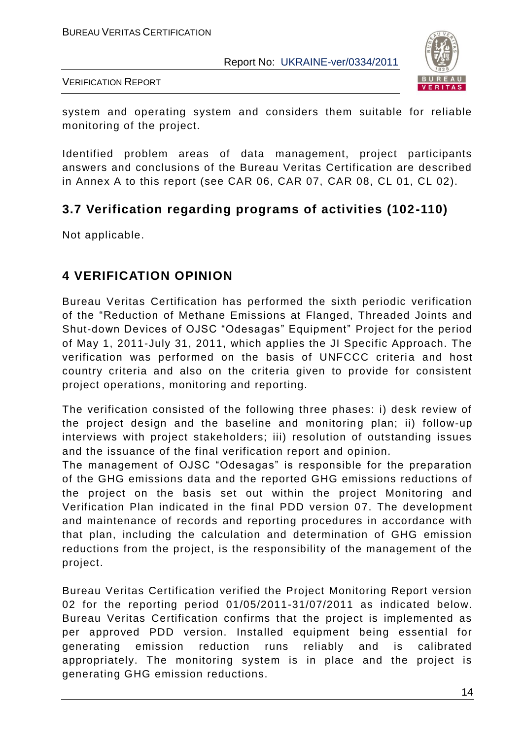system and operating system and considers them suitable for reliable monitoring of the project.

Identified problem areas of data management, project participants answers and conclusions of the Bureau Veritas Certification are described in Annex A to this report (see CAR 06, CAR 07, CAR 08, CL 01, CL 02).

## 3.7 Verification regarding programs of activities (102-110)

Not applicable.

# 4 VERIFICATION OPINION

Bureau Veritas Certification has performed the sixth periodic verification of the "Reduction of Methane Emissions at Flanged, Threaded Joints and Shut-down Devices of OJSC "Odesagas" Equipment" Project for the period of May 1, 2011-July 31, 2011, which applies the JI Specific Approach. The verification was performed on the basis of UNFCCC criteria and host country criteria and also on the criteria given to provide for consistent project operations, monitoring and reporting.

The verification consisted of the following three phases: i) desk review of the project design and the baseline and monitoring plan; ii) follow-up interviews with project stakeholders; iii) resolution of outstanding issues and the issuance of the final verification report and opinion.

The management of OJSC "Odesagas" is responsible for the preparation of the GHG emissions data and the reported GHG emissions reductions of the project on the basis set out within the project Monitoring and Verification Plan indicated in the final PDD version 07. The development and maintenance of records and reporting procedures in accordance with that plan, including the calculation and determination of GHG emission reductions from the project, is the responsibility of the management of the project.

Bureau Veritas Certification verified the Project Monitoring Report version 02 for the reporting period 01/05/2011-31/07/2011 as indicated below. Bureau Veritas Certification confirms that the project is implemented as per approved PDD version. Installed equipment being essential for generating emission reduction runs reliably and is calibrated appropriately. The monitoring system is in place and the project is generating GHG emission reductions.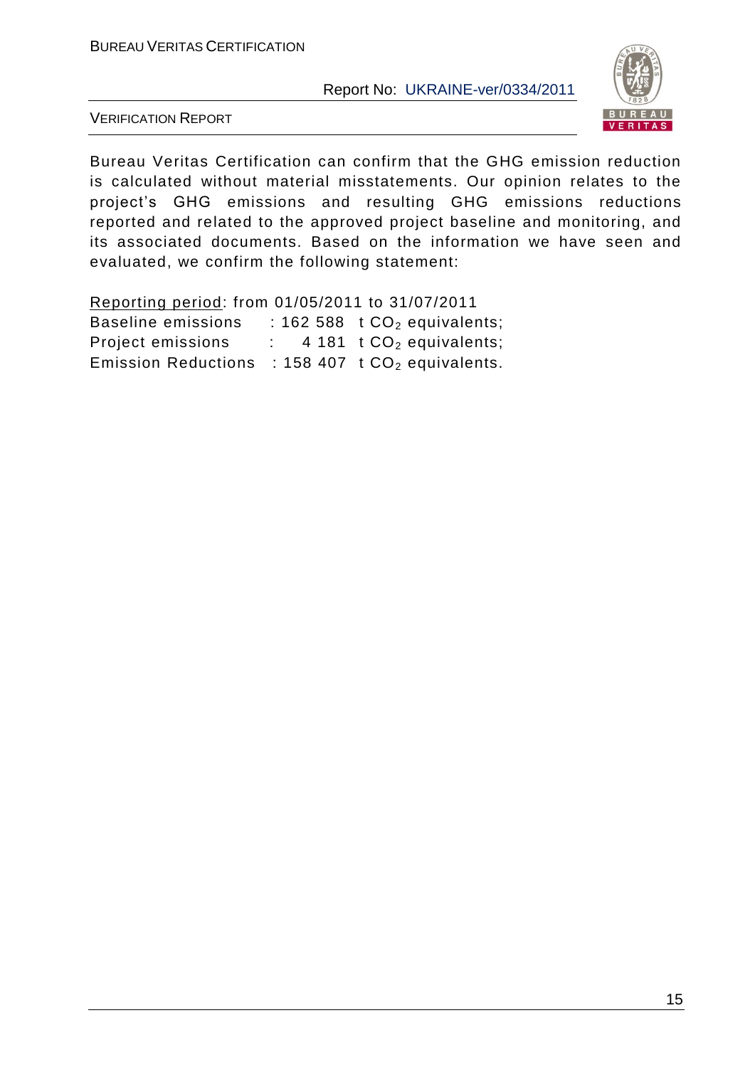Bureau Veritas Certification can confirm that the GHG emission reduction is calculated without material misstatements. Our opinion relates to the project's GHG emissions and resulting GHG emissions reductions reported and related to the approved project baseline and monitoring, and its associated documents. Based on the information we have seen and evaluated, we confirm the following statement:

<u>Reporting period</u>: from 01/05/2011 to 31/07/2011

Baseline emissions : 162 588 t $CO_2$ equivalents;

Project emissions : 4 181 t $CO_2$ equivalents;

Emission Reductions : 158 407 t $CO_2$ equivalents.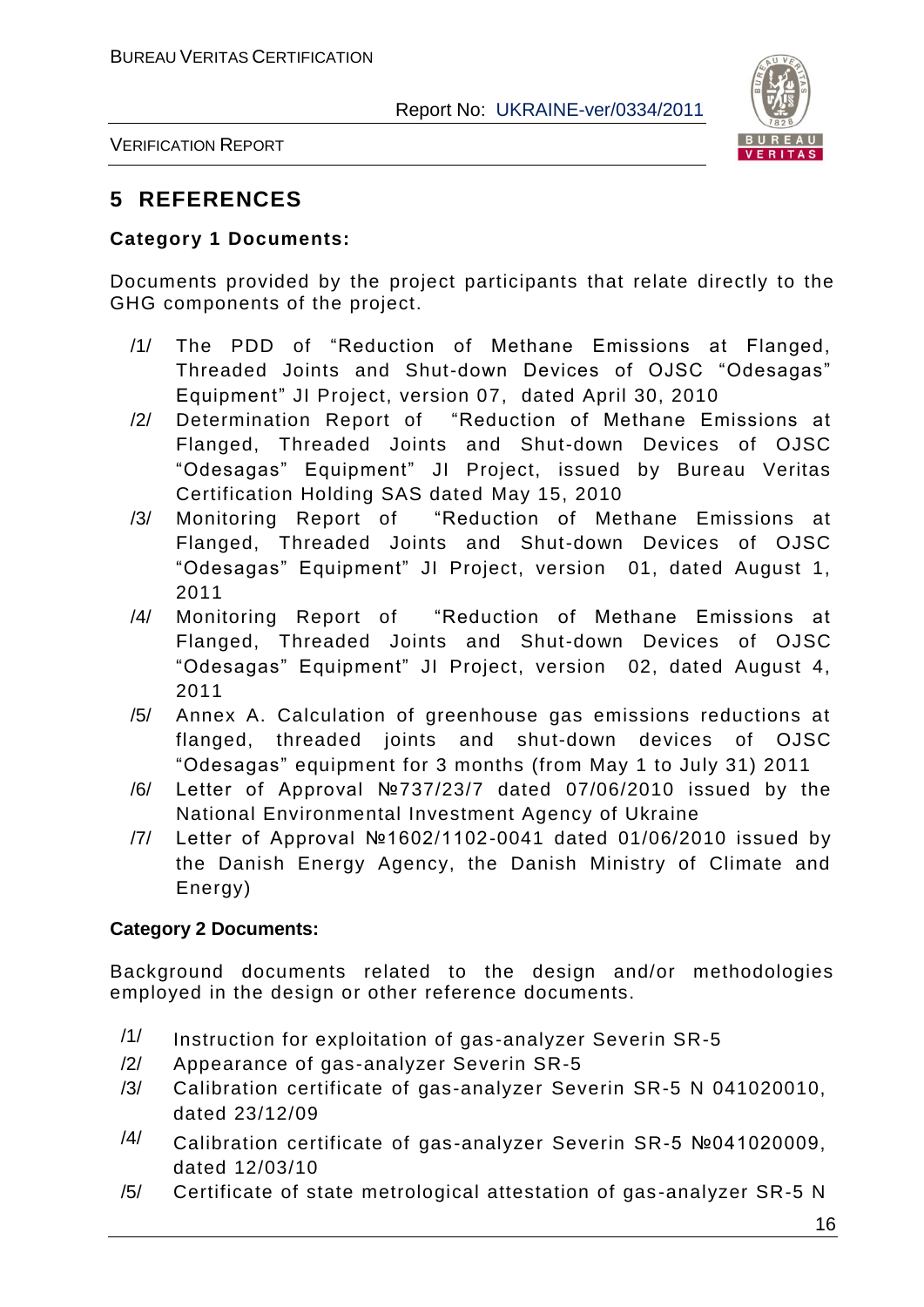## 5 REFERENCES

**Category 1 Documents:**

Documents provided by the project participants that relate directly to the GHG components of the project.

- /1/ The PDD of "Reduction of Methane Emissions at Flanged, Threaded Joints and Shut-down Devices of OJSC "Odesagas" Equipment" JI Project, version 07, dated April 30, 2010
- /2/ Determination Report of "Reduction of Methane Emissions at Flanged, Threaded Joints and Shut-down Devices of OJSC "Odesagas" Equipment" JI Project, issued by Bureau Veritas Certification Holding SAS dated May 15, 2010
- /3/ Monitoring Report of "Reduction of Methane Emissions at Flanged, Threaded Joints and Shut-down Devices of OJSC "Odesagas" Equipment" JI Project, version 01, dated August 1, 2011
- /4/ Monitoring Report of "Reduction of Methane Emissions at Flanged, Threaded Joints and Shut-down Devices of OJSC "Odesagas" Equipment" JI Project, version 02, dated August 4, 2011
- /5/ Annex A. Calculation of greenhouse gas emissions reductions at flanged, threaded joints and shut-down devices of OJSC "Odesagas" equipment for 3 months (from May 1 to July 31) 2011
- /6/ Letter of Approval №737/23/7 dated 07/06/2010 issued by the National Environmental Investment Agency of Ukraine
- /7/ Letter of Approval №1602/1102-0041 dated 01/06/2010 issued by the Danish Energy Agency, the Danish Ministry of Climate and Energy)

**Category 2 Documents:**

Background documents related to the design and/or methodologies employed in the design or other reference documents.

- /1/ Instruction for exploitation of gas-analyzer Severin SR-5
- /2/ Appearance of gas-analyzer Severin SR-5
- /3/ Calibration certificate of gas-analyzer Severin SR-5 N 041020010, dated 23/12/09
- /4/ Calibration certificate of gas-analyzer Severin SR-5 №041020009, dated 12/03/10
- /5/ Certificate of state metrological attestation of gas-analyzer SR-5 N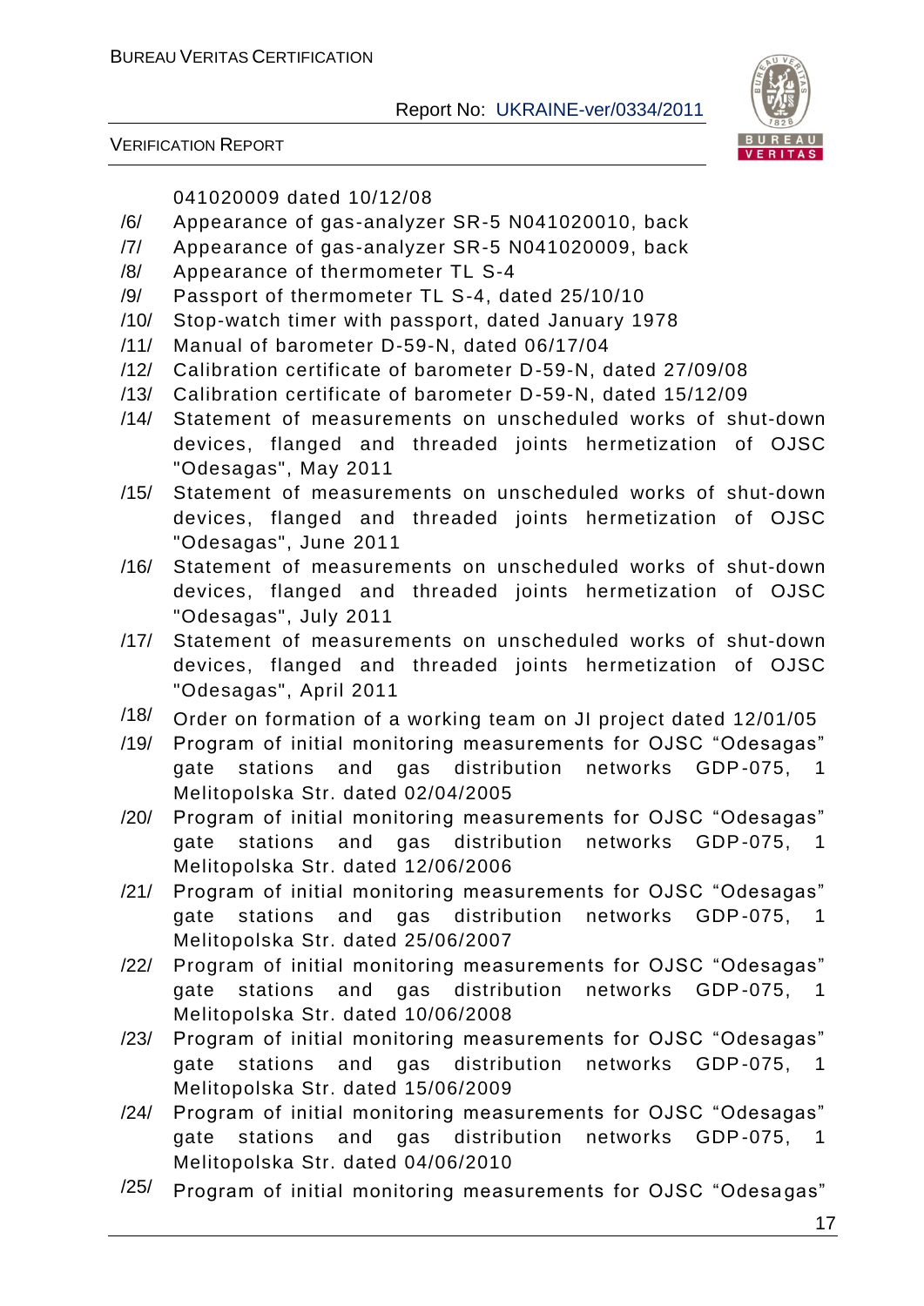041020009 dated 10/12/08

/6/ Appearance of gas-analyzer SR-5 N041020010, back

/7/ Appearance of gas-analyzer SR-5 N041020009, back

/8/ Appearance of thermometer TL S-4

/9/ Passport of thermometer TL S-4, dated 25/10/10

/10/ Stop-watch timer with passport, dated January 1978

/11/ Manual of barometer D-59-N, dated 06/17/04

/12/ Calibration certificate of barometer D-59-N, dated 27/09/08

/13/ Calibration certificate of barometer D-59-N, dated 15/12/09

/14/ Statement of measurements on unscheduled works of shut-down devices, flanged and threaded joints hermetization of OJSC "Odesagas", May 2011

/15/ Statement of measurements on unscheduled works of shut-down devices, flanged and threaded joints hermetization of OJSC "Odesagas", June 2011

/16/ Statement of measurements on unscheduled works of shut-down devices, flanged and threaded joints hermetization of OJSC "Odesagas", July 2011

/17/ Statement of measurements on unscheduled works of shut-down devices, flanged and threaded joints hermetization of OJSC "Odesagas", April 2011

/18/ Order on formation of a working team on JI project dated 12/01/05

/19/ Program of initial monitoring measurements for OJSC "Odesagas" gate stations and gas distribution networks GDP-075, 1 Melitopolska Str. dated 02/04/2005

/20/ Program of initial monitoring measurements for OJSC "Odesagas" gate stations and gas distribution networks GDP-075, 1 Melitopolska Str. dated 12/06/2006

/21/ Program of initial monitoring measurements for OJSC "Odesagas" gate stations and gas distribution networks GDP-075, 1 Melitopolska Str. dated 25/06/2007

/22/ Program of initial monitoring measurements for OJSC "Odesagas" gate stations and gas distribution networks GDP-075, 1 Melitopolska Str. dated 10/06/2008

/23/ Program of initial monitoring measurements for OJSC "Odesagas" gate stations and gas distribution networks GDP-075, 1 Melitopolska Str. dated 15/06/2009

/24/ Program of initial monitoring measurements for OJSC "Odesagas" gate stations and gas distribution networks GDP-075, 1 Melitopolska Str. dated 04/06/2010

/25/ Program of initial monitoring measurements for OJSC "Odesagas"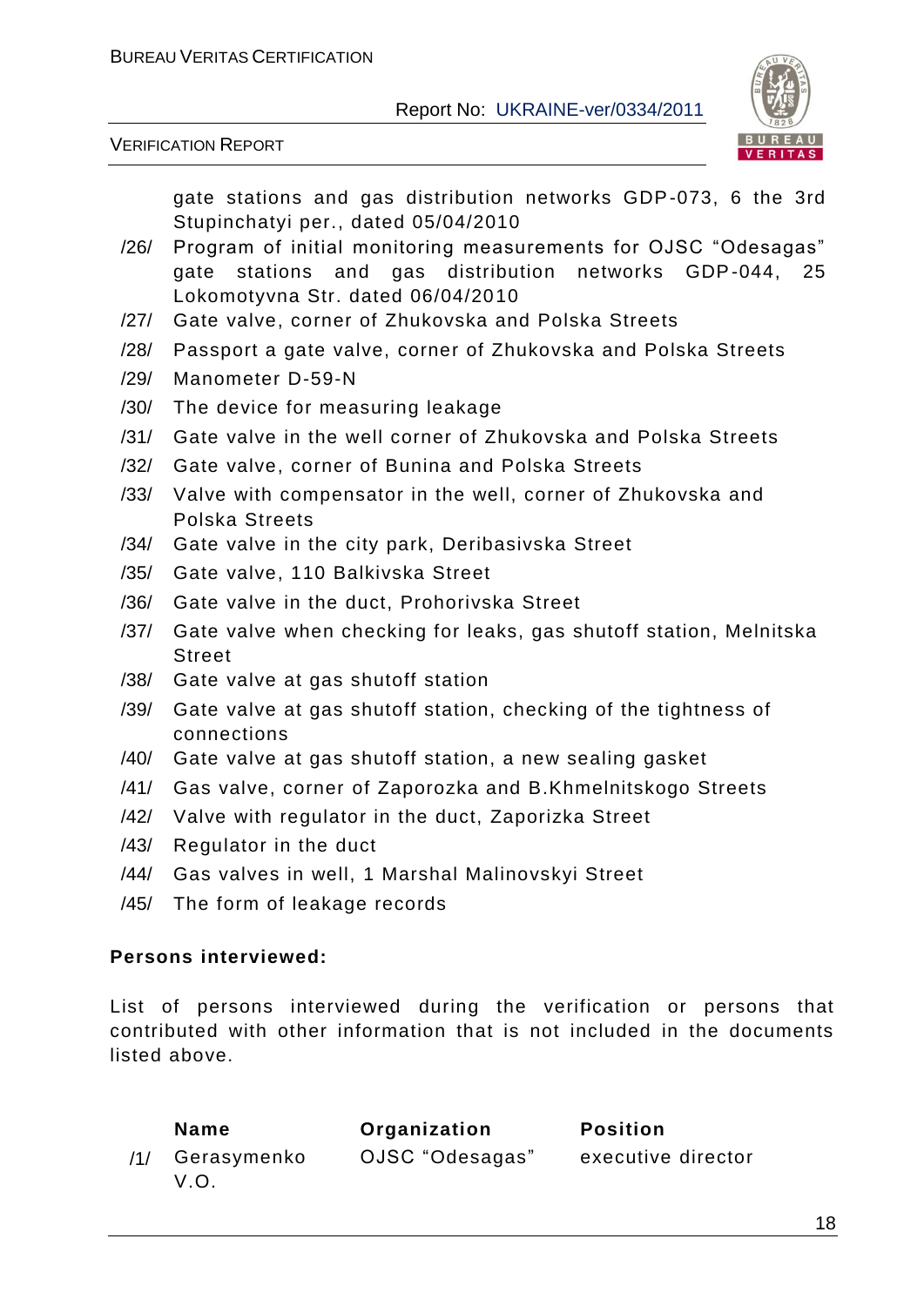gate stations and gas distribution networks GDP-073, 6 the 3rd Stupinchatyi per., dated 05/04/2010

/26/ Program of initial monitoring measurements for OJSC "Odesagas" gate stations and gas distribution networks GDP-044, 25 Lokomotyvna Str. dated 06/04/2010

/27/ Gate valve, corner of Zhukovska and Polska Streets

/28/ Passport a gate valve, corner of Zhukovska and Polska Streets

/29/ Manometer D-59-N

/30/ The device for measuring leakage

/31/ Gate valve in the well corner of Zhukovska and Polska Streets

/32/ Gate valve, corner of Bunina and Polska Streets

/33/ Valve with compensator in the well, corner of Zhukovska and Polska Streets

/34/ Gate valve in the city park, Deribasivska Street

/35/ Gate valve, 110 Balkivska Street

/36/ Gate valve in the duct, Prohorivska Street

/37/ Gate valve when checking for leaks, gas shutoff station, Melnitska Street

/38/ Gate valve at gas shutoff station

/39/ Gate valve at gas shutoff station, checking of the tightness of connections

/40/ Gate valve at gas shutoff station, a new sealing gasket

/41/ Gas valve, corner of Zaporozka and B.Khmelnitskogo Streets

/42/ Valve with regulator in the duct, Zaporizka Street

/43/ Regulator in the duct

/44/ Gas valves in well, 1 Marshal Malinovskyi Street

/45/ The form of leakage records

**Persons interviewed:**

List of persons interviewed during the verification or persons that contributed with other information that is not included in the documents listed above.

| | Name | Organization | Position |
|---|---|---|---|
| /1/ | Gerasymenko V.O. | OJSC "Odesagas" | executive director |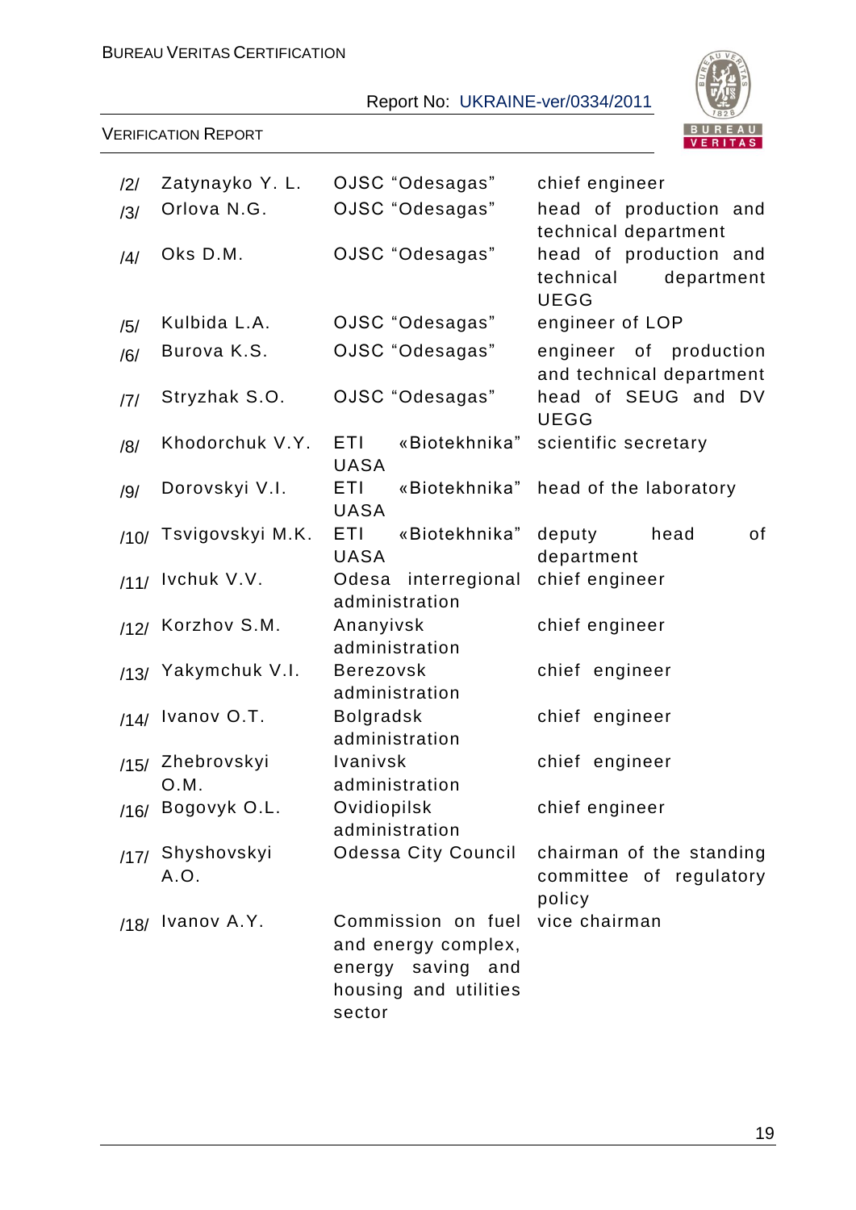| | | | |
|---|---|---|---|
| /2/ | Zatynayko Y. L. | OJSC "Odesagas" | chief engineer |
| /3/ | Orlova N.G. | OJSC "Odesagas" | head of production and technical department |
| /4/ | Oks D.M. | OJSC "Odesagas" | head of production and technical department UEGG |
| /5/ | Kulbida L.A. | OJSC "Odesagas" | engineer of LOP |
| /6/ | Burova K.S. | OJSC "Odesagas" | engineer of production and technical department |
| /7/ | Stryzhak S.O. | OJSC "Odesagas" | head of SEUG and DV UEGG |
| /8/ | Khodorchuk V.Y. | ETI «Biotekhnika" UASA | scientific secretary |
| /9/ | Dorovskyi V.I. | ETI «Biotekhnika" UASA | head of the laboratory |
| /10/ | Tsvigovskyi M.K. | ETI «Biotekhnika" UASA | deputy head of department |
| /11/ | Ivchuk V.V. | Odesa interregional administration | chief engineer |
| /12/ | Korzhov S.M. | Ananyivsk administration | chief engineer |
| /13/ | Yakymchuk V.I. | Berezovsk administration | chief engineer |
| /14/ | Ivanov O.T. | Bolgradsk administration | chief engineer |
| /15/ | Zhebrovskyi O.M. | Ivanivsk administration | chief engineer |
| /16/ | Bogovyk O.L. | Ovidiopilsk administration | chief engineer |
| /17/ | Shyshovskyi A.O. | Odessa City Council | chairman of the standing committee of regulatory policy |
| /18/ | Ivanov A.Y. | Commission on fuel and energy complex, energy saving and housing and utilities sector | vice chairman |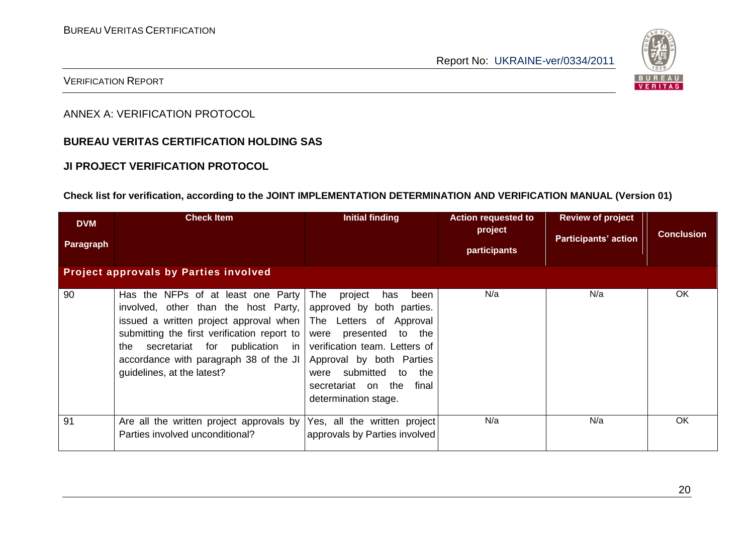## ANNEX A: VERIFICATION PROTOCOL

### BUREAU VERITAS CERTIFICATION HOLDING SAS

### JI PROJECT VERIFICATION PROTOCOL

**Check list for verification, according to the JOINT IMPLEMENTATION DETERMINATION AND VERIFICATION MANUAL (Version 01)**

| DVM Paragraph | Check Item | Initial finding | Action requested to project participants | Review of project Participants' action | Conclusion |
|---|---|---|---|---|---|
| **Project approvals by Parties involved** | | | | | |
| 90 | Has the NFPs of at least one Party involved, other than the host Party, issued a written project approval when submitting the first verification report to the secretariat for publication in accordance with paragraph 38 of the JI guidelines, at the latest? | The project has been approved by both parties. The Letters of Approval were presented to the verification team. Letters of Approval by both Parties were submitted to the secretariat on the final determination stage. | N/a | N/a | OK |
| 91 | Are all the written project approvals by Parties involved unconditional? | Yes, all the written project approvals by Parties involved | N/a | N/a | OK |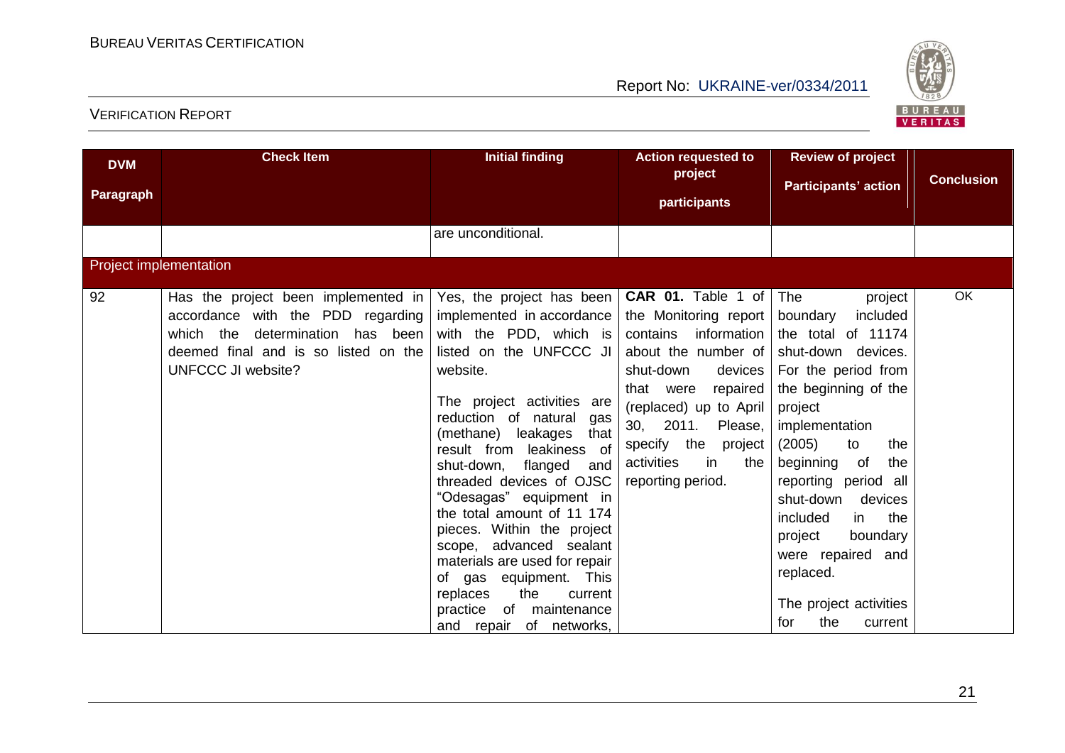| DVM Paragraph | Check Item | Initial finding | Action requested to project participants | Review of project Participants' action | Conclusion |
|---|---|---|---|---|---|
| | | are unconditional. | | | |
| Project implementation | | | | | |
| 92 | Has the project been implemented in accordance with the PDD regarding which the determination has been deemed final and is so listed on the UNFCCC JI website? | Yes, the project has been implemented in accordance with the PDD, which is listed on the UNFCCC JI website.<br><br>The project activities are reduction of natural gas (methane) leakages that result from leakiness of shut-down, flanged and threaded devices of OJSC "Odesagas" equipment in the total amount of 11 174 pieces. Within the project scope, advanced sealant materials are used for repair of gas equipment. This replaces the current practice of maintenance and repair of networks, | **CAR 01.** Table 1 of the Monitoring report contains information about the number of shut-down devices that were repaired (replaced) up to April 30, 2011. Please, specify the project activities in the reporting period. | The project boundary included the total of 11174 shut-down devices. For the period from the beginning of the project implementation (2005) to the beginning of the reporting period all shut-down devices included in the project boundary were repaired and replaced.<br><br>The project activities for the current | OK |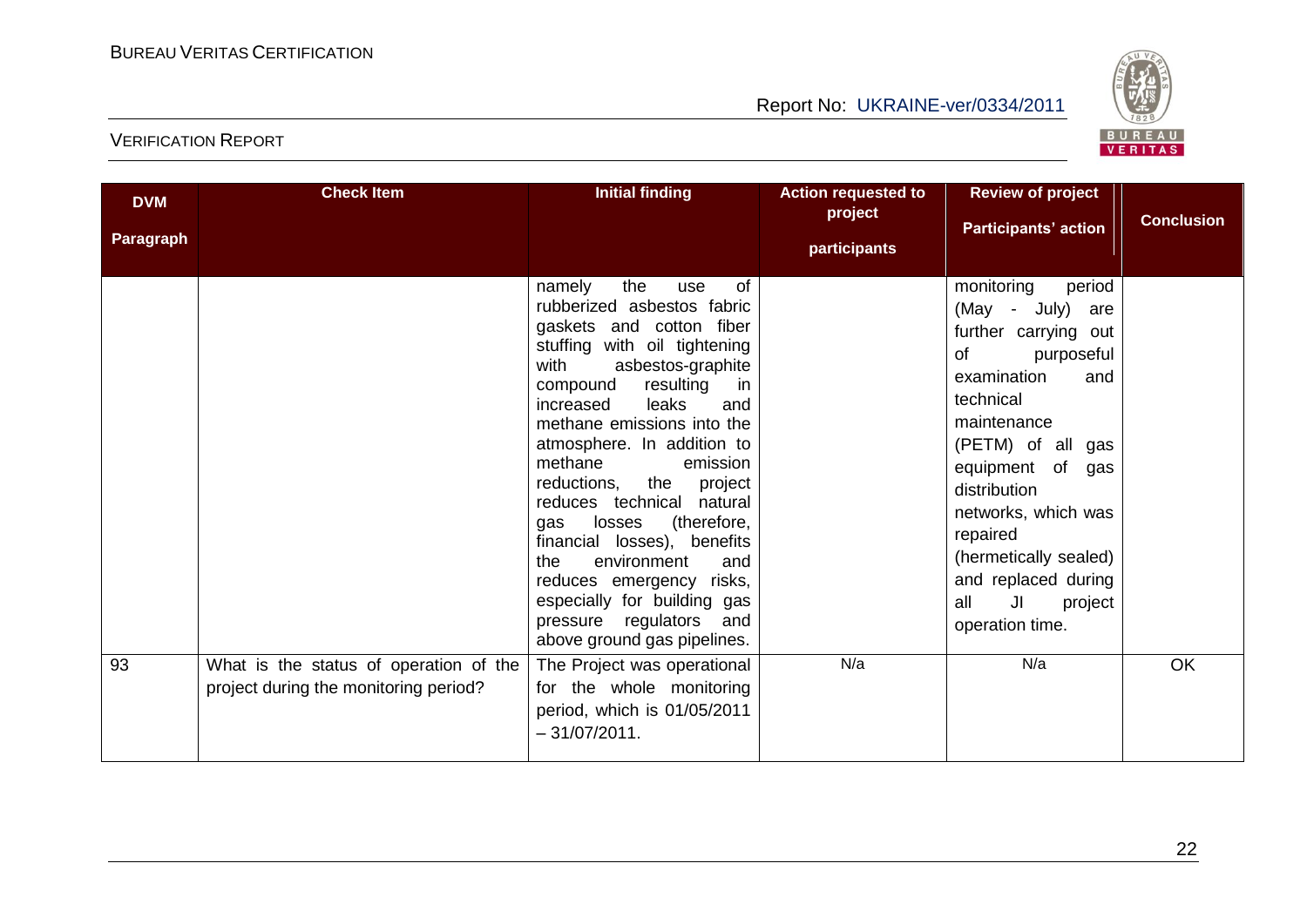| DVM Paragraph | Check Item | Initial finding | Action requested to project participants | Review of project Participants' action | Conclusion |
|---|---|---|---|---|---|
| | | namely the use of rubberized asbestos fabric gaskets and cotton fiber stuffing with oil tightening with asbestos-graphite compound resulting in increased leaks and methane emissions into the atmosphere. In addition to methane emission reductions, the project reduces technical natural gas losses (therefore, financial losses), benefits the environment and reduces emergency risks, especially for building gas pressure regulators and above ground gas pipelines. | | monitoring period (May - July) are further carrying out of purposeful examination and technical maintenance (PETM) of all gas equipment of gas distribution networks, which was repaired (hermetically sealed) and replaced during all JI project operation time. | |
| 93 | What is the status of operation of the project during the monitoring period? | The Project was operational for the whole monitoring period, which is 01/05/2011 – 31/07/2011. | N/a | N/a | OK |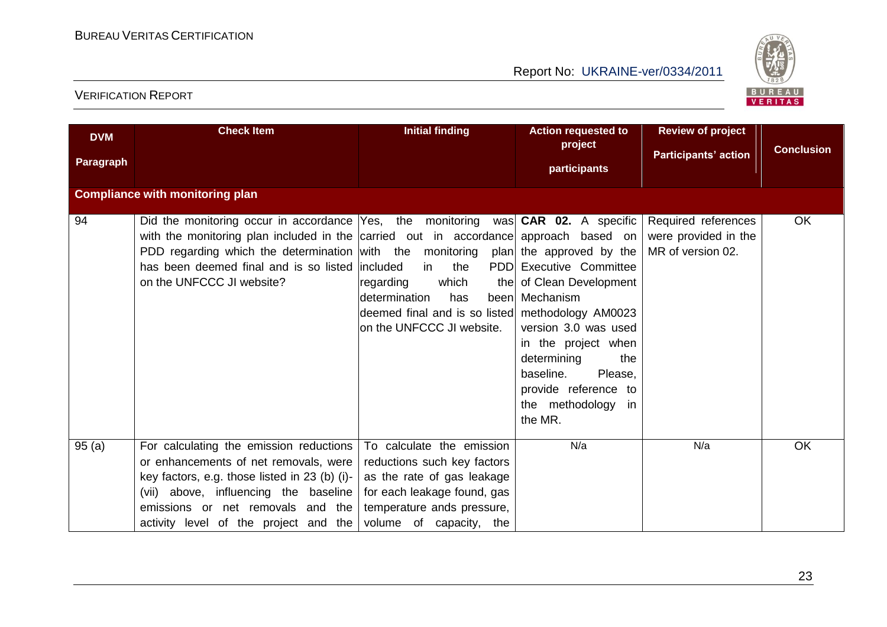| DVM Paragraph | Check Item | Initial finding | Action requested to project participants | Review of project Participants' action | Conclusion |
|---|---|---|---|---|---|
| **Compliance with monitoring plan** | | | | | |
| 94 | Did the monitoring occur in accordance with the monitoring plan included in the PDD regarding which the determination has been deemed final and is so listed on the UNFCCC JI website? | Yes, the monitoring was carried out in accordance with the monitoring plan included in the PDD regarding which the determination has been deemed final and is so listed on the UNFCCC JI website. | **CAR 02.** A specific approach based on the approved by the Executive Committee of Clean Development Mechanism methodology AM0023 version 3.0 was used in the project when determining the baseline. Please, provide reference to the methodology in the MR. | Required references were provided in the MR of version 02. | OK |
| 95 (a) | For calculating the emission reductions or enhancements of net removals, were key factors, e.g. those listed in 23 (b) (i)-(vii) above, influencing the baseline emissions or net removals and the activity level of the project and the | To calculate the emission reductions such key factors as the rate of gas leakage for each leakage found, gas temperature and pressure, volume of capacity, the | N/a | N/a | OK |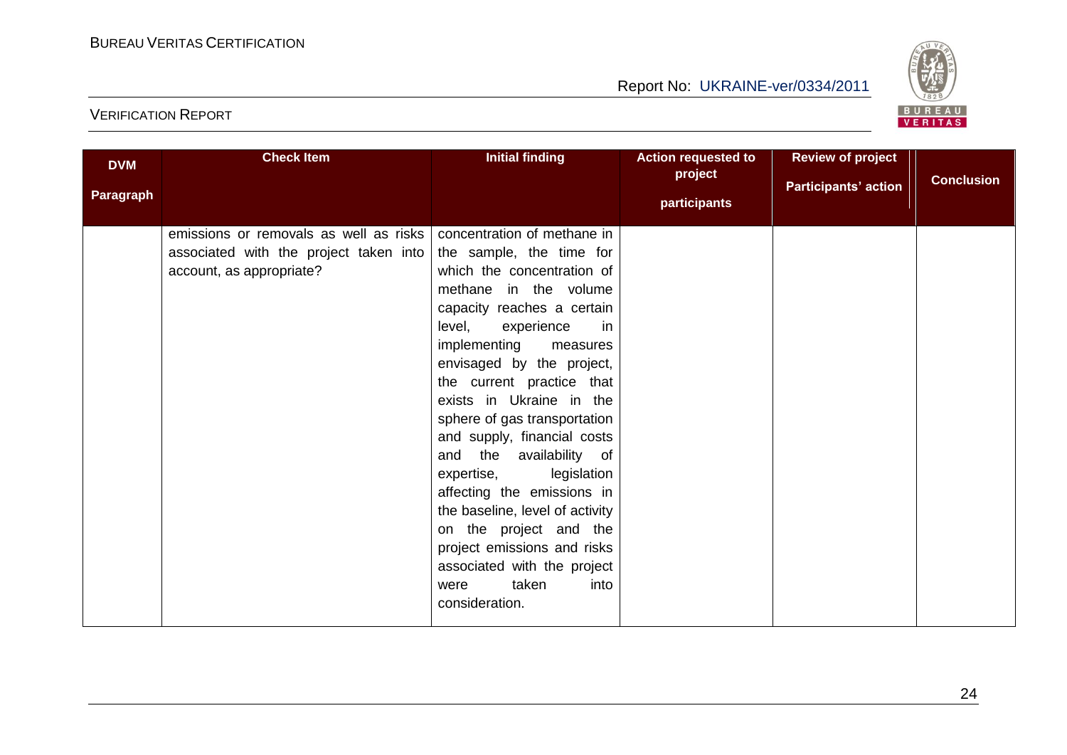| DVM Paragraph | Check Item | Initial finding | Action requested to project participants | Review of project Participants' action | Conclusion |
|---|---|---|---|---|---|
| | emissions or removals as well as risks associated with the project taken into account, as appropriate? | concentration of methane in the sample, the time for which the concentration of methane in the volume capacity reaches a certain level, experience in implementing measures envisaged by the project, the current practice that exists in Ukraine in the sphere of gas transportation and supply, financial costs and the availability of expertise, legislation affecting the emissions in the baseline, level of activity on the project and the project emissions and risks associated with the project were taken into consideration. | | | |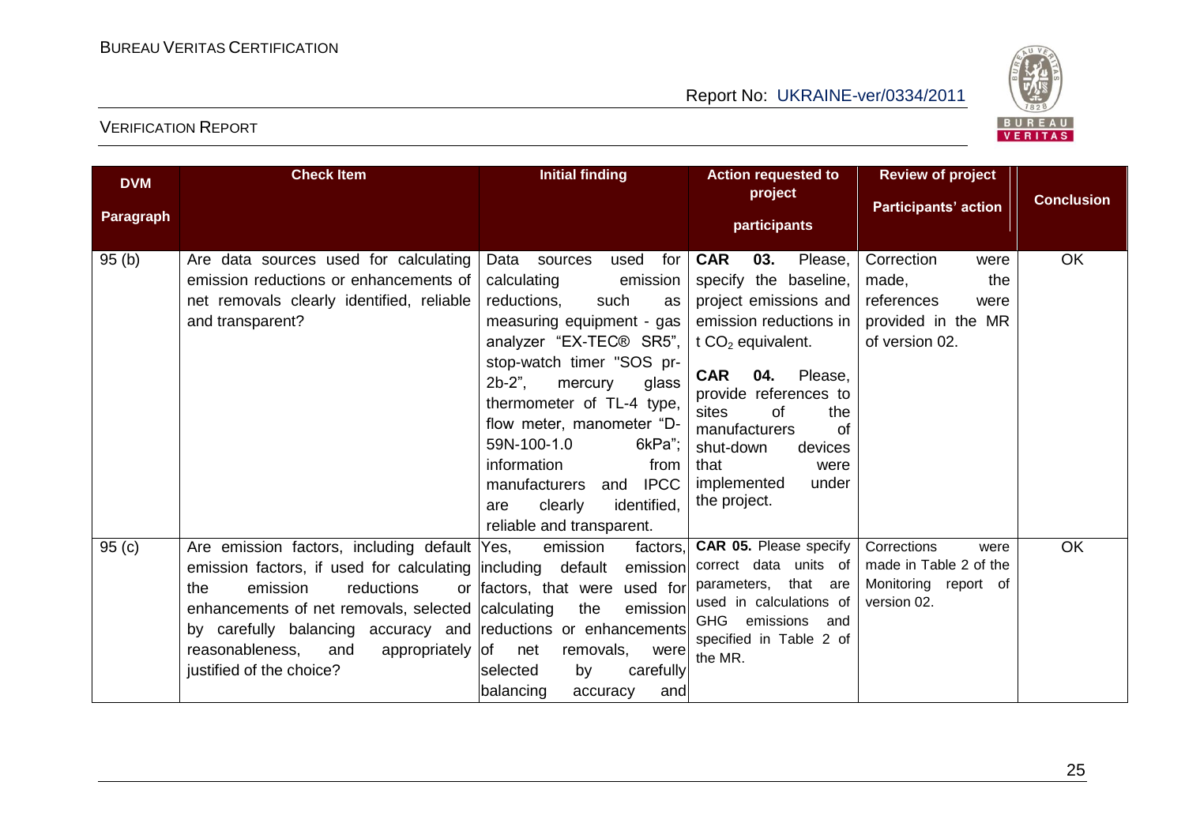| DVM Paragraph | Check Item | Initial finding | Action requested to project participants | Review of project Participants' action | Conclusion |
|---|---|---|---|---|---|
| 95 (b) | Are data sources used for calculating emission reductions or enhancements of net removals clearly identified, reliable and transparent? | Data sources used for calculating emission reductions, such as measuring equipment - gas analyzer "EX-TEC® SR5", stop-watch timer "SOS pr-2b-2", mercury glass thermometer of TL-4 type, flow meter, manometer "D-59N-100-1.0 6kPa"; information from manufacturers and IPCC are clearly identified, reliable and transparent. | **CAR 03.** Please, specify the baseline, project emissions and emission reductions in t $CO_2$ equivalent. **CAR 04.** Please, provide references to sites of the manufacturers of shut-down devices that were implemented under the project. | Correction were made, the references were provided in the MR of version 02. | OK |
| 95 (c) | Are emission factors, including default emission factors, if used for calculating the emission reductions or enhancements of net removals, selected by carefully balancing accuracy and reasonableness, and appropriately justified of the choice? | Yes, emission factors, including default emission factors, that were used for calculating the emission reductions or enhancements of net removals, were selected by carefully balancing accuracy and | **CAR 05.** Please specify correct data units of parameters, that are used in calculations of GHG emissions and specified in Table 2 of the MR. | Corrections were made in Table 2 of the Monitoring report of version 02. | OK |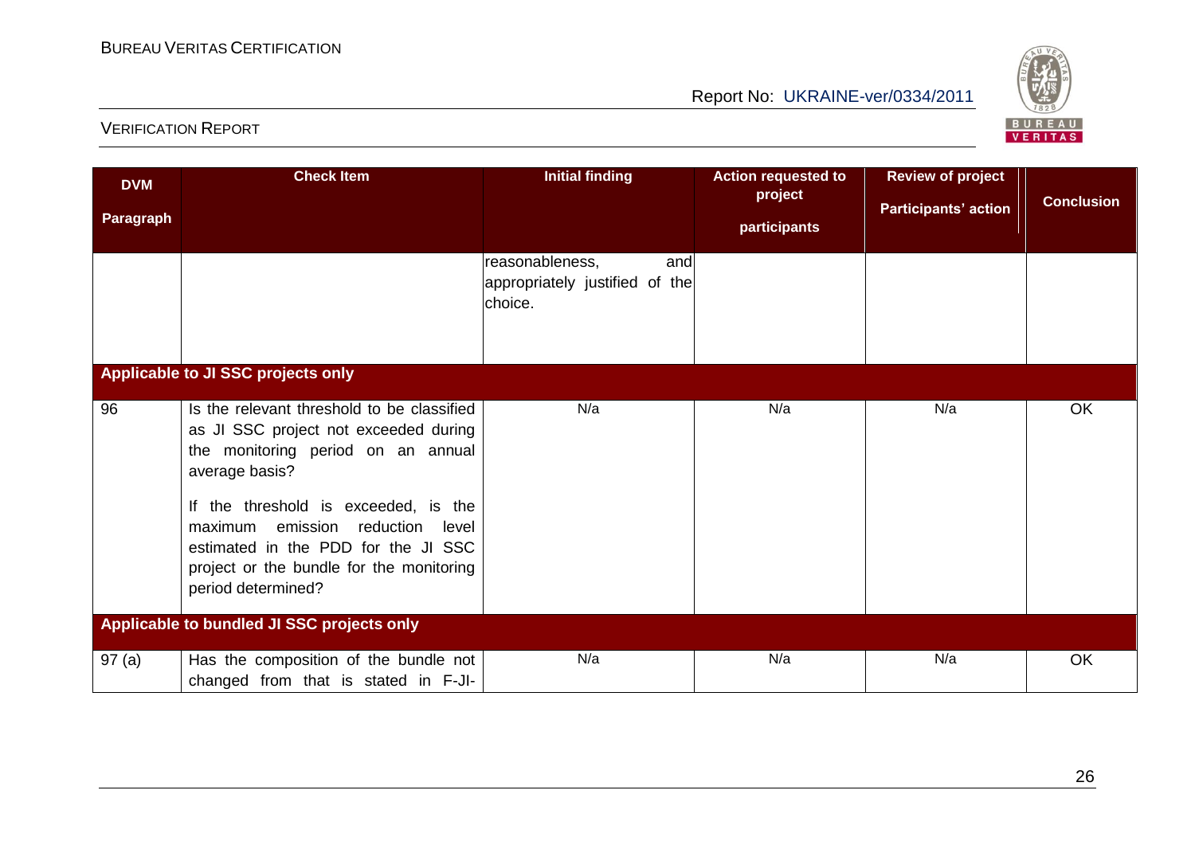| DVM Paragraph | Check Item | Initial finding | Action requested to project participants | Review of project Participants' action | Conclusion |
|---|---|---|---|---|---|
| | | reasonableness, and appropriately justified of the choice. | | | |
| **Applicable to JI SSC projects only** | | | | | |
| 96 | Is the relevant threshold to be classified as JI SSC project not exceeded during the monitoring period on an annual average basis?<br><br>If the threshold is exceeded, is the maximum emission reduction level estimated in the PDD for the JI SSC project or the bundle for the monitoring period determined? | N/a | N/a | N/a | OK |
| **Applicable to bundled JI SSC projects only** | | | | | |
| 97 (a) | Has the composition of the bundle not changed from that is stated in F-JI- | N/a | N/a | N/a | OK |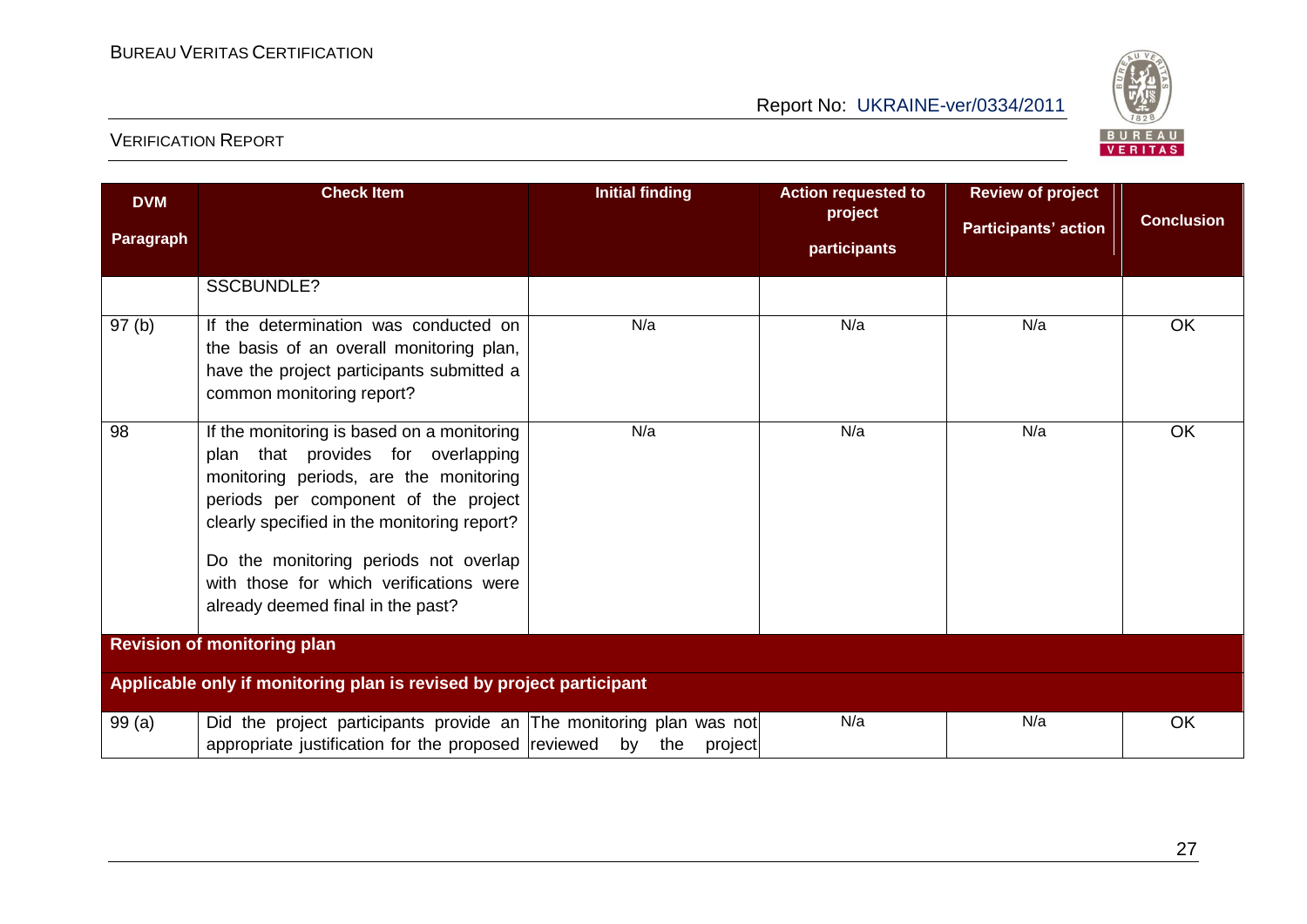| DVM Paragraph | Check Item | Initial finding | Action requested to project participants | Review of project Participants' action | Conclusion |
|---|---|---|---|---|---|
| | SSCBUNDLE? | | | | |
| 97 (b) | If the determination was conducted on the basis of an overall monitoring plan, have the project participants submitted a common monitoring report? | N/a | N/a | N/a | OK |
| 98 | If the monitoring is based on a monitoring plan that provides for overlapping monitoring periods, are the monitoring periods per component of the project clearly specified in the monitoring report? Do the monitoring periods not overlap with those for which verifications were already deemed final in the past? | N/a | N/a | N/a | OK |
| **Revision of monitoring plan** | | | | | |
| **Applicable only if monitoring plan is revised by project participant** | | | | | |
| 99 (a) | Did the project participants provide an appropriate justification for the proposed | The monitoring plan was not reviewed by the project | N/a | N/a | OK |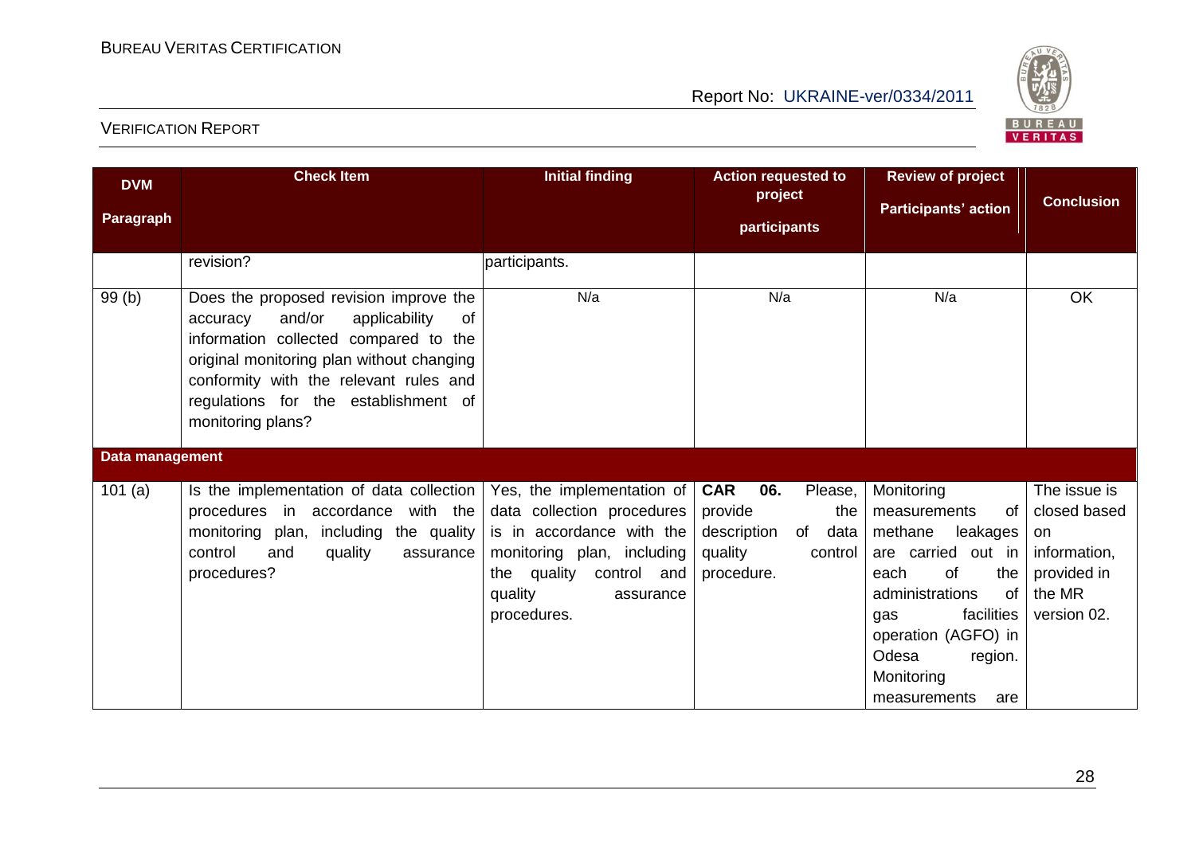| DVM Paragraph | Check Item | Initial finding | Action requested to project participants | Review of project Participants' action | Conclusion |
|---|---|---|---|---|---|
| | revision? | participants. | | | |
| 99 (b) | Does the proposed revision improve the accuracy and/or applicability of information collected compared to the original monitoring plan without changing conformity with the relevant rules and regulations for the establishment of monitoring plans? | N/a | N/a | N/a | OK |
| **Data management** | | | | | |
| 101 (a) | Is the implementation of data collection procedures in accordance with the monitoring plan, including the quality control and quality assurance procedures? | Yes, the implementation of data collection procedures is in accordance with the monitoring plan, including the quality control and quality assurance procedures. | **CAR 06.** Please, provide the description of data quality control procedure. | Monitoring measurements of methane leakages are carried out in each of the administrations of gas facilities operation (AGFO) in Odesa region. Monitoring measurements are | The issue is closed based on information, provided in the MR version 02. |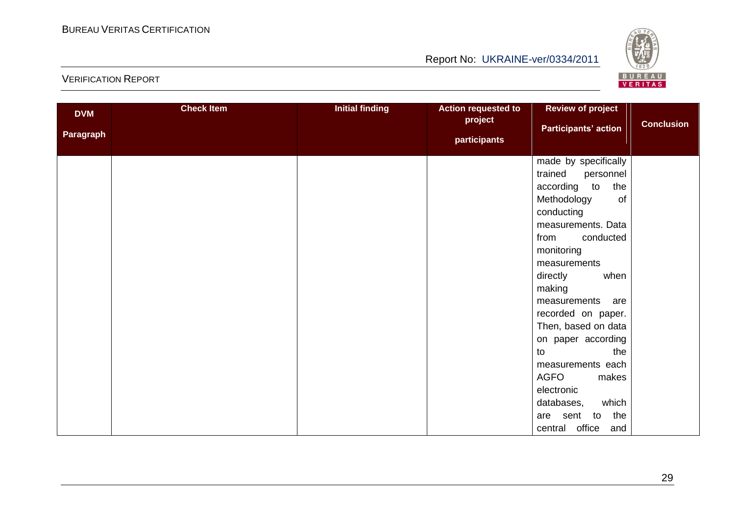| DVM Paragraph | Check Item | Initial finding | Action requested to project participants | Review of project Participants' action | Conclusion |
|---|---|---|---|---|---|
| | | | | made by specifically trained personnel according to the Methodology of conducting measurements. Data from conducted monitoring measurements directly when making measurements are recorded on paper. Then, based on data on paper according to the measurements each AGFO makes electronic databases, which are sent to the central office and | |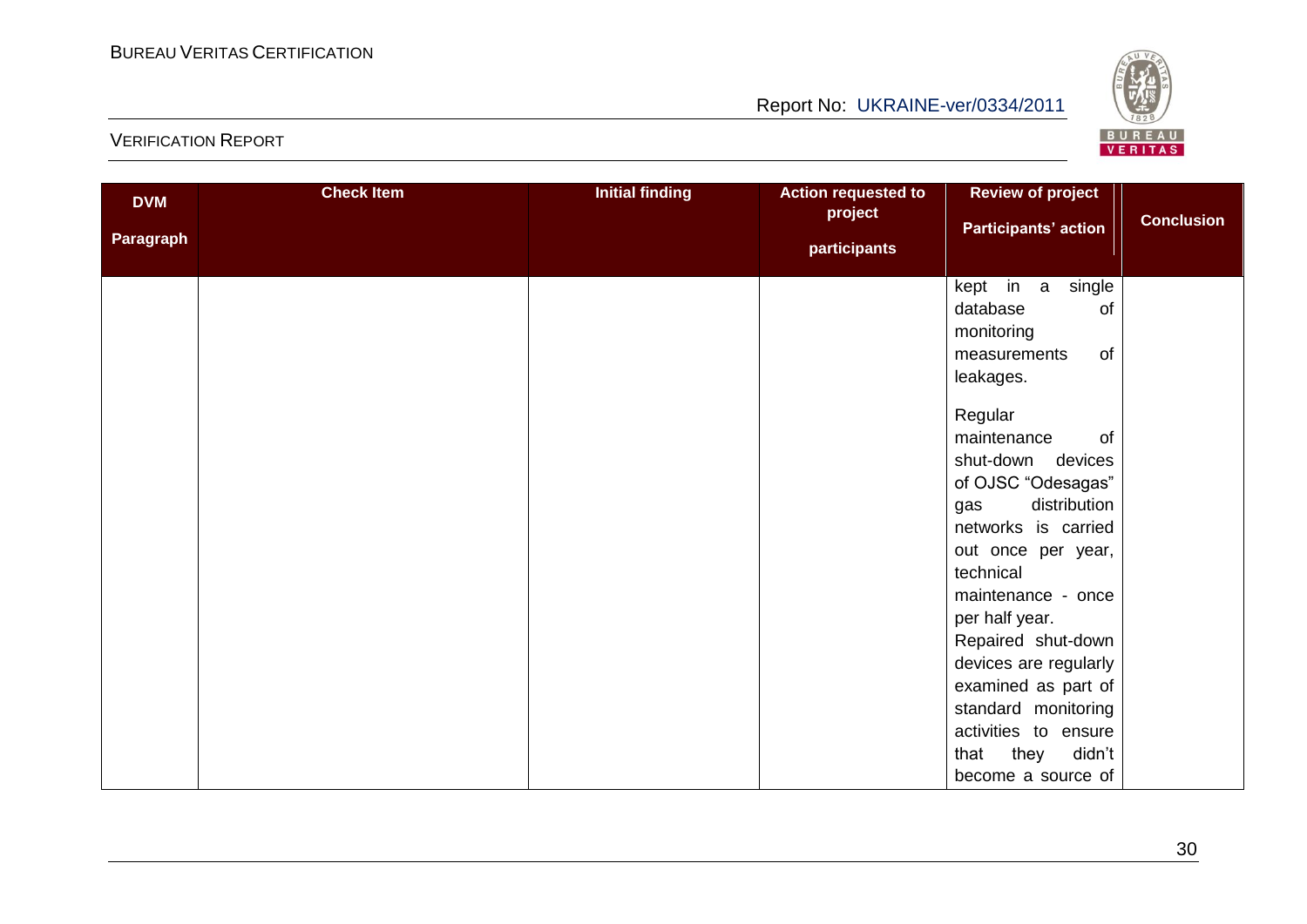| DVM Paragraph | Check Item | Initial finding | Action requested to project participants | Review of project Participants' action | Conclusion |
|---|---|---|---|---|---|
| | | | | kept in a single database of monitoring measurements of leakages.<br><br>Regular maintenance of shut-down devices of OJSC "Odesagas" gas distribution networks is carried out once per year, technical maintenance - once per half year. Repaired shut-down devices are regularly examined as part of standard monitoring activities to ensure that they didn't become a source of | |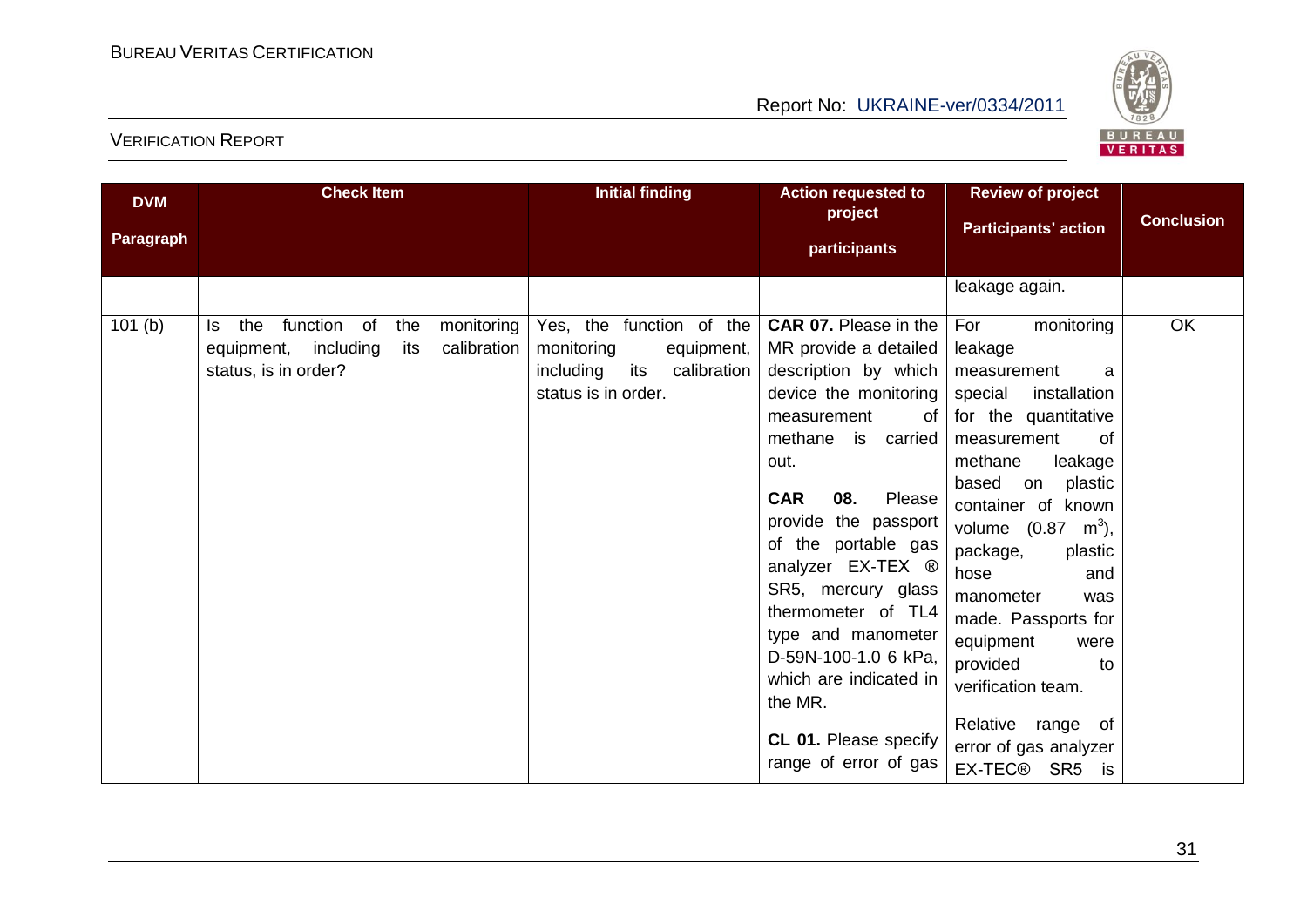| DVM Paragraph | Check Item | Initial finding | Action requested to project participants | Review of project Participants' action | Conclusion |
|---|---|---|---|---|---|
| | | | | leakage again. | |
| 101 (b) | Is the function of the monitoring equipment, including its calibration status, is in order? | Yes, the function of the monitoring equipment, including its calibration status is in order. | **CAR 07.** Please in the MR provide a detailed description by which device the monitoring measurement of methane is carried out.<br><br>**CAR 08.** Please provide the passport of the portable gas analyzer EX-TEX ® SR5, mercury glass thermometer of TL4 type and manometer D-59N-100-1.0 6 kPa, which are indicated in the MR.<br><br>**CL 01.** Please specify range of error of gas | For monitoring leakage measurement a special installation for the quantitative measurement of methane leakage based on plastic container of known volume (0.87 $m^3$), package, plastic hose and manometer was made. Passports for equipment were provided to verification team.<br><br>Relative range of error of gas analyzer EX-TEC® SR5 is | OK |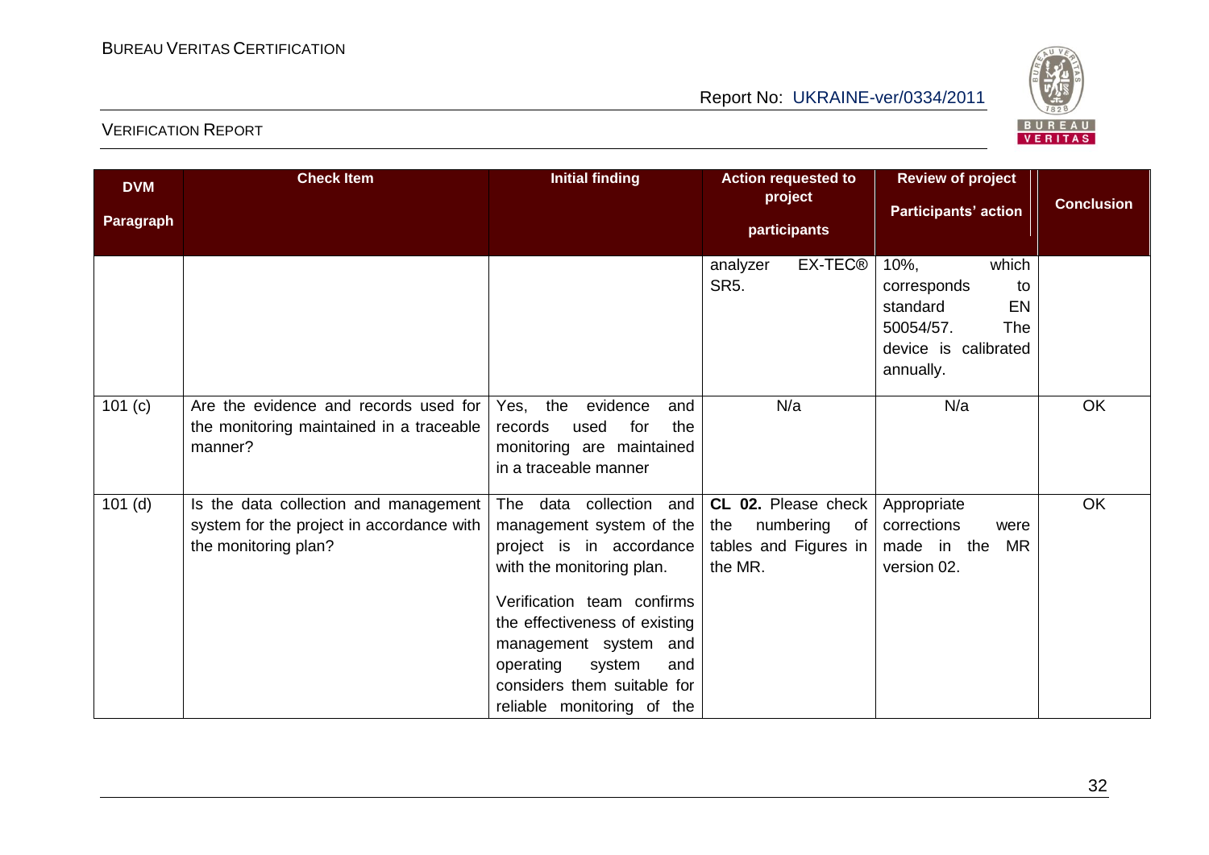| DVM Paragraph | Check Item | Initial finding | Action requested to project participants | Review of project Participants' action | Conclusion |
|---|---|---|---|---|---|
| | | | analyzer EX-TEC® SR5. | 10%, which corresponds to standard EN 50054/57. The device is calibrated annually. | |
| 101 (c) | Are the evidence and records used for the monitoring maintained in a traceable manner? | Yes, the evidence and records used for the monitoring are maintained in a traceable manner | N/a | N/a | OK |
| 101 (d) | Is the data collection and management system for the project in accordance with the monitoring plan? | The data collection and management system of the project is in accordance with the monitoring plan.<br><br>Verification team confirms the effectiveness of existing management system and operating system and considers them suitable for reliable monitoring of the | **CL 02.** Please check the numbering of tables and Figures in the MR. | Appropriate corrections were made in the MR version 02. | OK |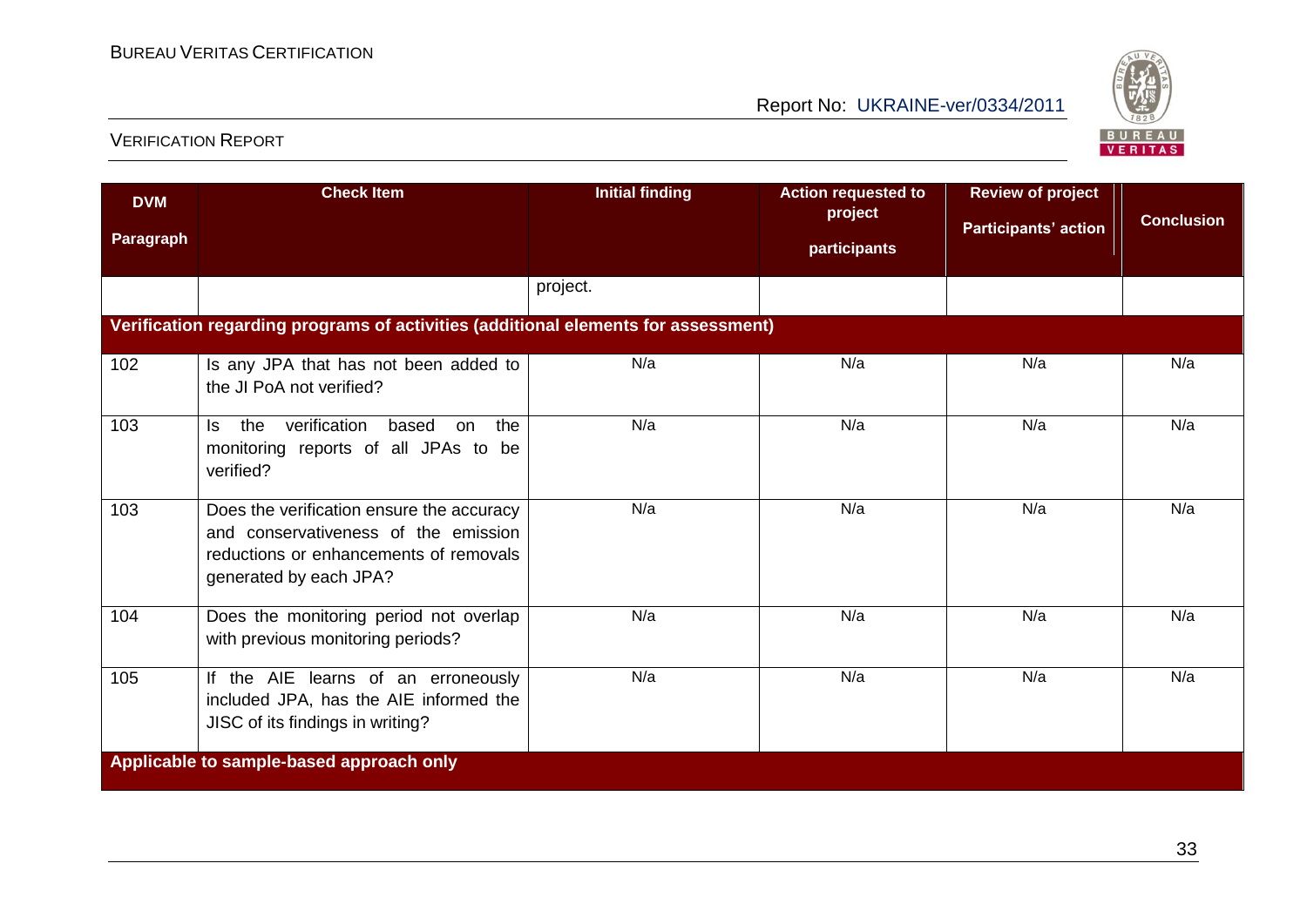| DVM Paragraph | Check Item | Initial finding | Action requested to project participants | Review of project Participants' action | Conclusion |
|---|---|---|---|---|---|
| | | project. | | | |
| **Verification regarding programs of activities (additional elements for assessment)** | | | | | |
| 102 | Is any JPA that has not been added to the JI PoA not verified? | N/a | N/a | N/a | N/a |
| 103 | Is the verification based on the monitoring reports of all JPAs to be verified? | N/a | N/a | N/a | N/a |
| 103 | Does the verification ensure the accuracy and conservativeness of the emission reductions or enhancements of removals generated by each JPA? | N/a | N/a | N/a | N/a |
| 104 | Does the monitoring period not overlap with previous monitoring periods? | N/a | N/a | N/a | N/a |
| 105 | If the AIE learns of an erroneously included JPA, has the AIE informed the JISC of its findings in writing? | N/a | N/a | N/a | N/a |
| **Applicable to sample-based approach only** | | | | | |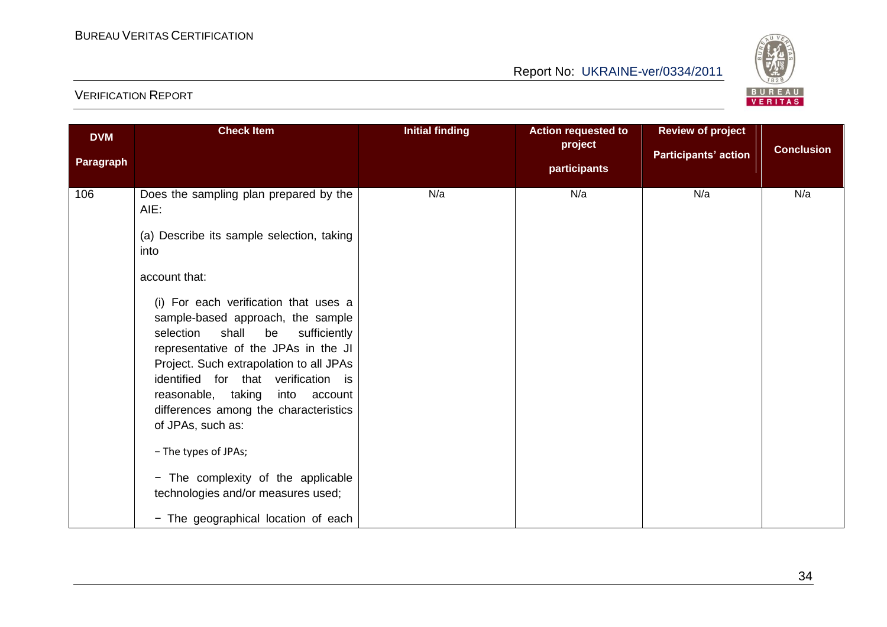| DVM Paragraph | Check Item | Initial finding | Action requested to project participants | Review of project Participants' action | Conclusion |
|---|---|---|---|---|---|
| 106 | Does the sampling plan prepared by the AIE:<br><br>(a) Describe its sample selection, taking into<br><br>account that:<br><br>(i) For each verification that uses a sample-based approach, the sample selection shall be sufficiently representative of the JPAs in the JI Project. Such extrapolation to all JPAs identified for that verification is reasonable, taking into account differences among the characteristics of JPAs, such as:<br><br>− The types of JPAs;<br><br>− The complexity of the applicable technologies and/or measures used;<br><br>− The geographical location of each | N/a | N/a | N/a | N/a |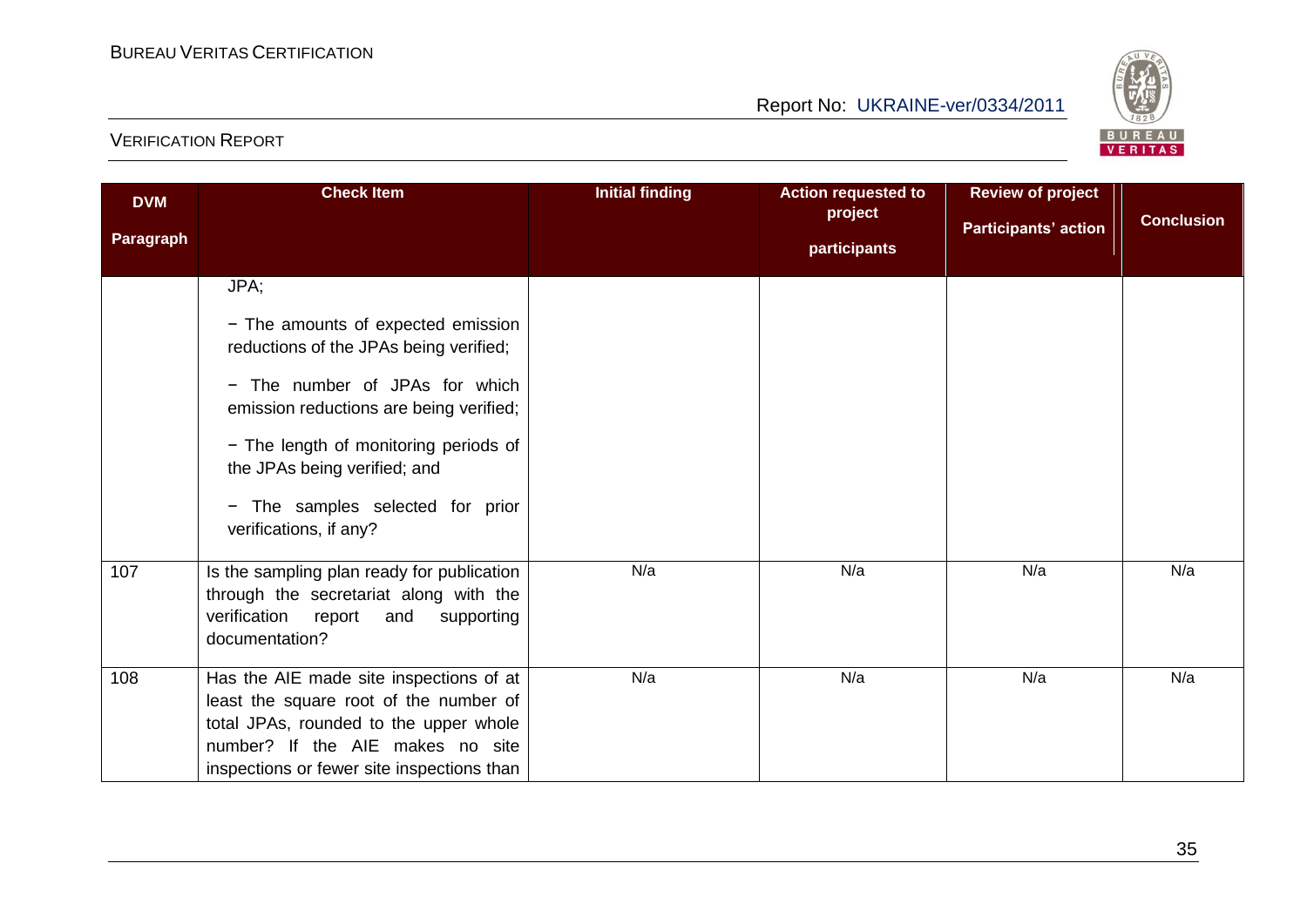| DVM Paragraph | Check Item | Initial finding | Action requested to project participants | Review of project Participants' action | Conclusion |
|---|---|---|---|---|---|
| | JPA;<br>− The amounts of expected emission reductions of the JPAs being verified;<br>− The number of JPAs for which emission reductions are being verified;<br>− The length of monitoring periods of the JPAs being verified; and<br>− The samples selected for prior verifications, if any? | | | | |
| 107 | Is the sampling plan ready for publication through the secretariat along with the verification report and supporting documentation? | N/a | N/a | N/a | N/a |
| 108 | Has the AIE made site inspections of at least the square root of the number of total JPAs, rounded to the upper whole number? If the AIE makes no site inspections or fewer site inspections than | N/a | N/a | N/a | N/a |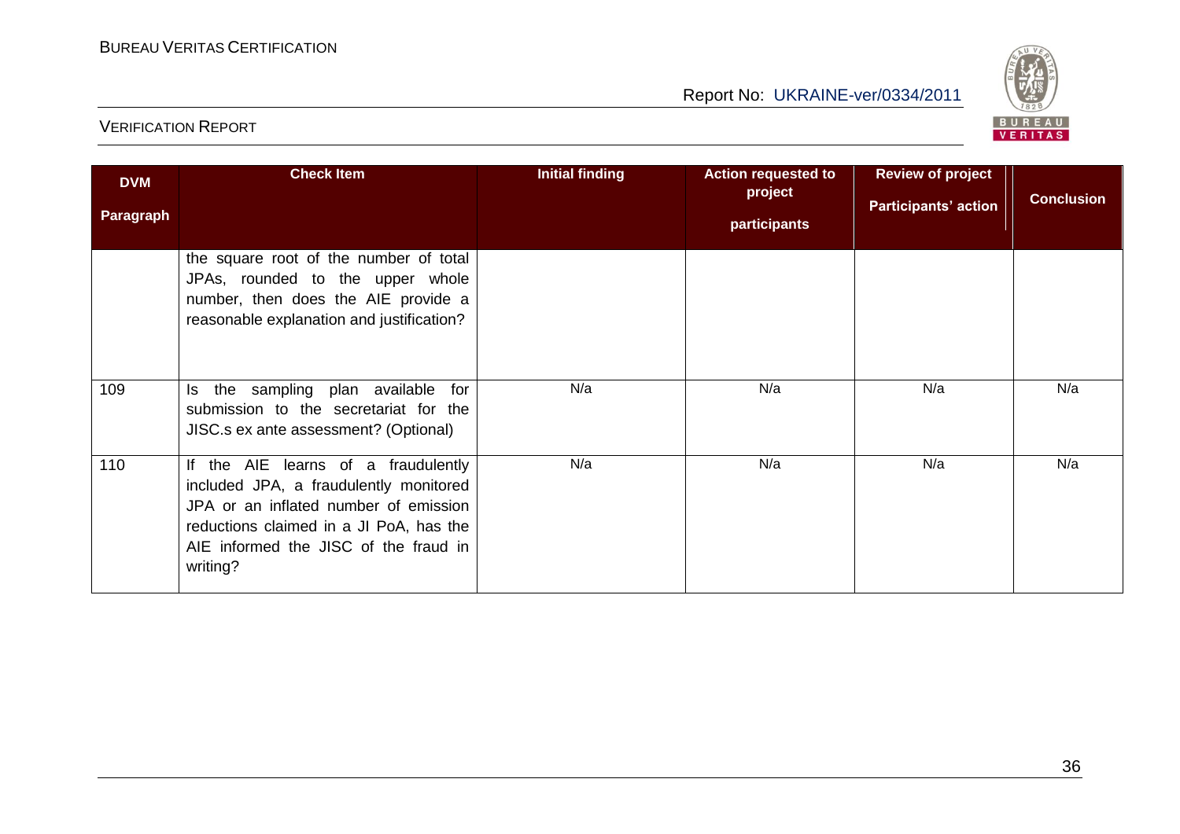| DVM Paragraph | Check Item | Initial finding | Action requested to project participants | Review of project Participants' action | Conclusion |
|---|---|---|---|---|---|
| | the square root of the number of total JPAs, rounded to the upper whole number, then does the AIE provide a reasonable explanation and justification? | | | | |
| 109 | Is the sampling plan available for submission to the secretariat for the JISC.s ex ante assessment? (Optional) | N/a | N/a | N/a | N/a |
| 110 | If the AIE learns of a fraudulently included JPA, a fraudulently monitored JPA or an inflated number of emission reductions claimed in a JI PoA, has the AIE informed the JISC of the fraud in writing? | N/a | N/a | N/a | N/a |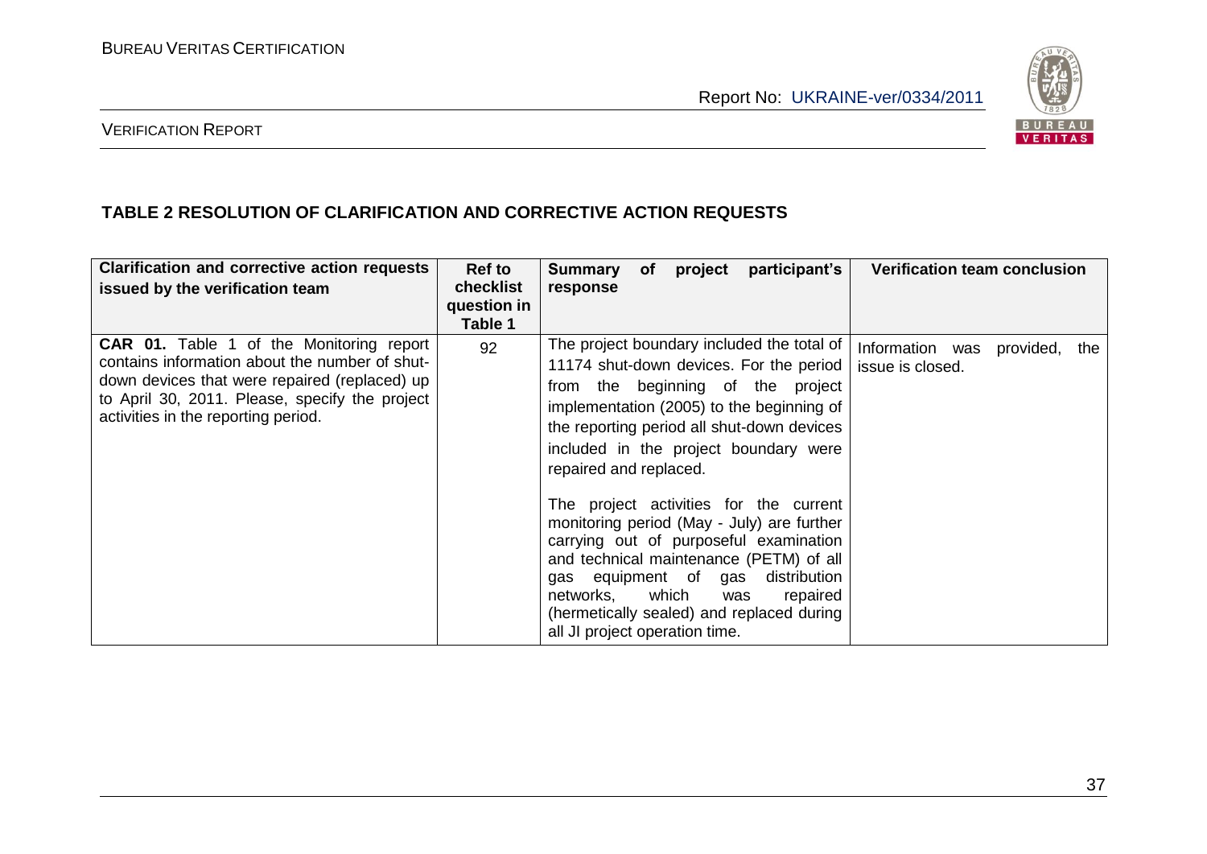## TABLE 2 RESOLUTION OF CLARIFICATION AND CORRECTIVE ACTION REQUESTS

| Clarification and corrective action requests issued by the verification team | Ref to checklist question in Table 1 | Summary of project participant's response | Verification team conclusion |
|---|---|---|---|
| **CAR 01.** Table 1 of the Monitoring report contains information about the number of shut-down devices that were repaired (replaced) up to April 30, 2011. Please, specify the project activities in the reporting period. | 92 | The project boundary included the total of 11174 shut-down devices. For the period from the beginning of the project implementation (2005) to the beginning of the reporting period all shut-down devices included in the project boundary were repaired and replaced.<br><br>The project activities for the current monitoring period (May - July) are further carrying out of purposeful examination and technical maintenance (PETM) of all gas equipment of gas distribution networks, which was repaired (hermetically sealed) and replaced during all JI project operation time. | Information was provided, the issue is closed. |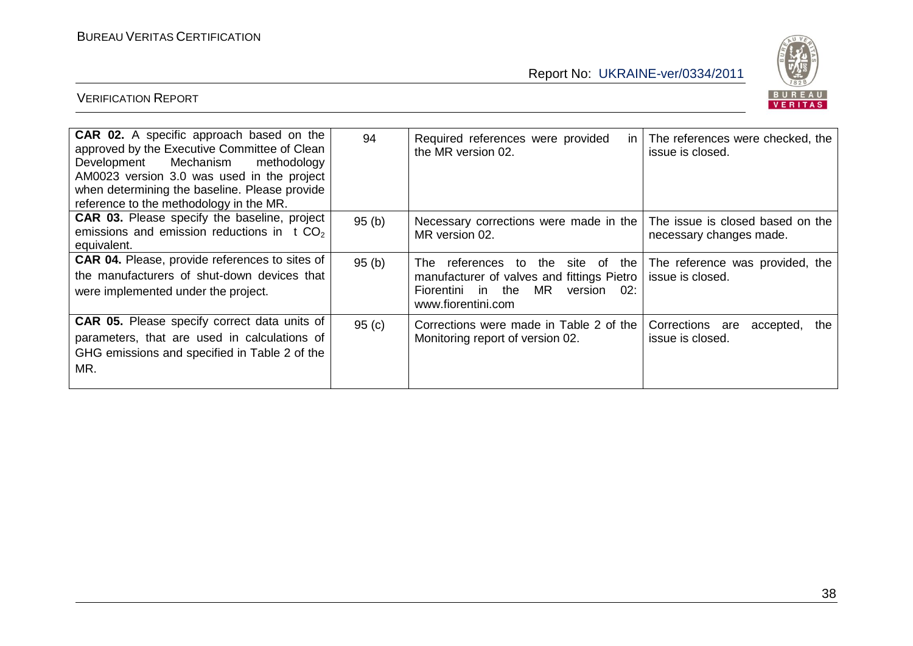| **CAR 02.** A specific approach based on the approved by the Executive Committee of Clean Development Mechanism methodology AM0023 version 3.0 was used in the project when determining the baseline. Please provide reference to the methodology in the MR. | 94 | Required references were provided in the MR version 02. | The references were checked, the issue is closed. |
|---|---|---|---|
| **CAR 03.** Please specify the baseline, project emissions and emission reductions in t $CO_2$ equivalent. | 95 (b) | Necessary corrections were made in the MR version 02. | The issue is closed based on the necessary changes made. |
| **CAR 04.** Please, provide references to sites of the manufacturers of shut-down devices that were implemented under the project. | 95 (b) | The references to the site of the manufacturer of valves and fittings Pietro Fiorentini in the MR version 02: www.fiorentini.com | The reference was provided, the issue is closed. |
| **CAR 05.** Please specify correct data units of parameters, that are used in calculations of GHG emissions and specified in Table 2 of the MR. | 95 (c) | Corrections were made in Table 2 of the Monitoring report of version 02. | Corrections are accepted, the issue is closed. |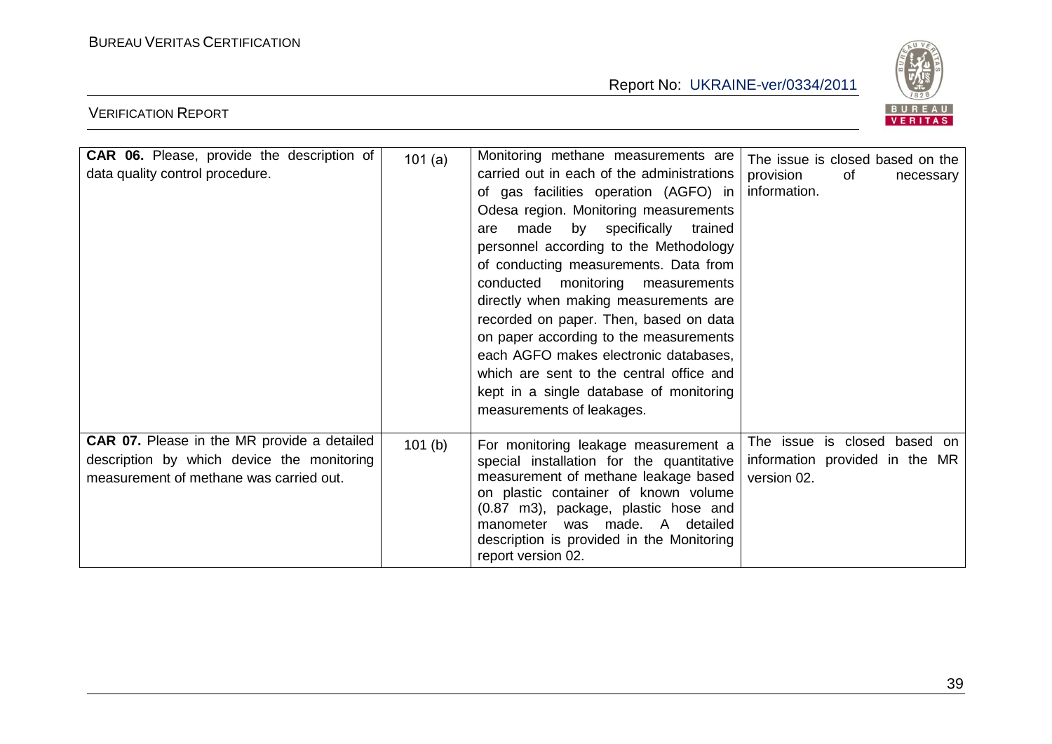| **CAR 06.** Please, provide the description of data quality control procedure. | 101 (a) | Monitoring methane measurements are carried out in each of the administrations of gas facilities operation (AGFO) in Odesa region. Monitoring measurements are made by specifically trained personnel according to the Methodology of conducting measurements. Data from conducted monitoring measurements directly when making measurements are recorded on paper. Then, based on data on paper according to the measurements each AGFO makes electronic databases, which are sent to the central office and kept in a single database of monitoring measurements of leakages. | The issue is closed based on the provision of necessary information. |
|---|---|---|---|
| **CAR 07.** Please in the MR provide a detailed description by which device the monitoring measurement of methane was carried out. | 101 (b) | For monitoring leakage measurement a special installation for the quantitative measurement of methane leakage based on plastic container of known volume (0.87 m3), package, plastic hose and manometer was made. A detailed description is provided in the Monitoring report version 02. | The issue is closed based on information provided in the MR version 02. |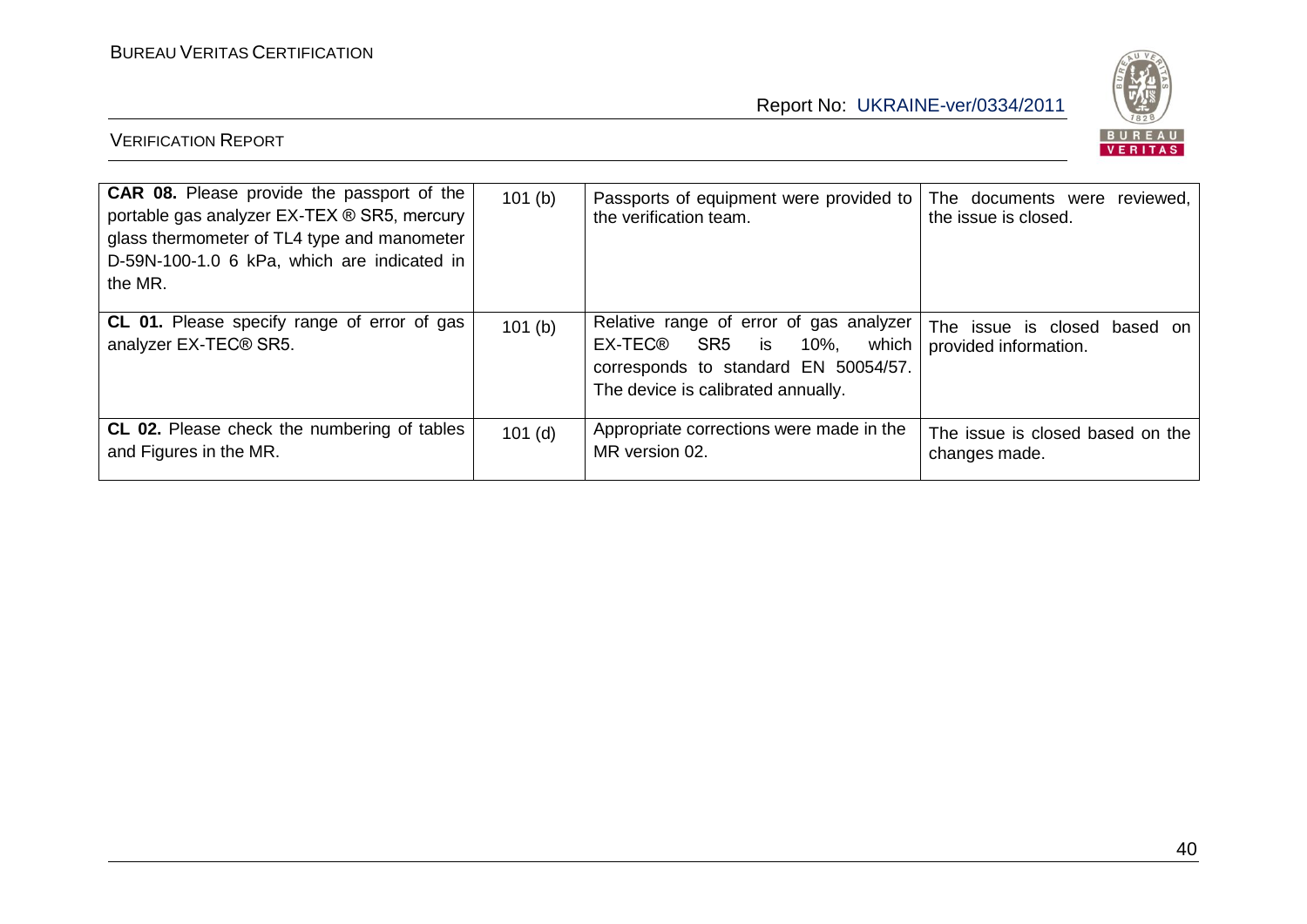| | | | |
|---|---|---|---|
| **CAR 08.** Please provide the passport of the portable gas analyzer EX-TEX ® SR5, mercury glass thermometer of TL4 type and manometer D-59N-100-1.0 6 kPa, which are indicated in the MR. | 101 (b) | Passports of equipment were provided to the verification team. | The documents were reviewed, the issue is closed. |
| **CL 01.** Please specify range of error of gas analyzer EX-TEC® SR5. | 101 (b) | Relative range of error of gas analyzer EX-TEC® SR5 is 10%, which corresponds to standard EN 50054/57. The device is calibrated annually. | The issue is closed based on provided information. |
| **CL 02.** Please check the numbering of tables and Figures in the MR. | 101 (d) | Appropriate corrections were made in the MR version 02. | The issue is closed based on the changes made. |